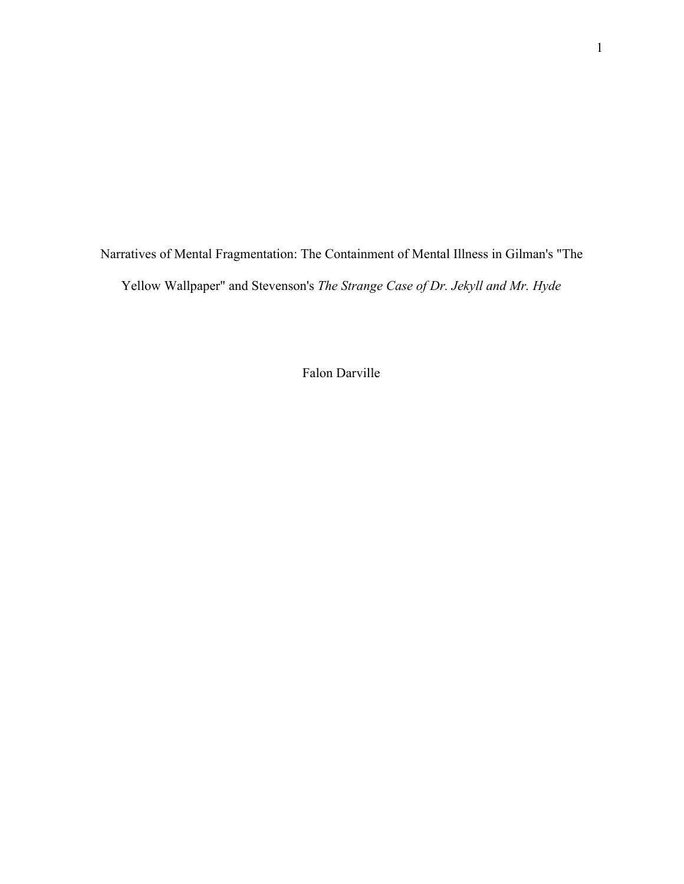# Narratives of Mental Fragmentation: The Containment of Mental Illness in Gilman's "The Yellow Wallpaper" and Stevenson's *The Strange Case of Dr. Jekyll and Mr. Hyde*

Falon Darville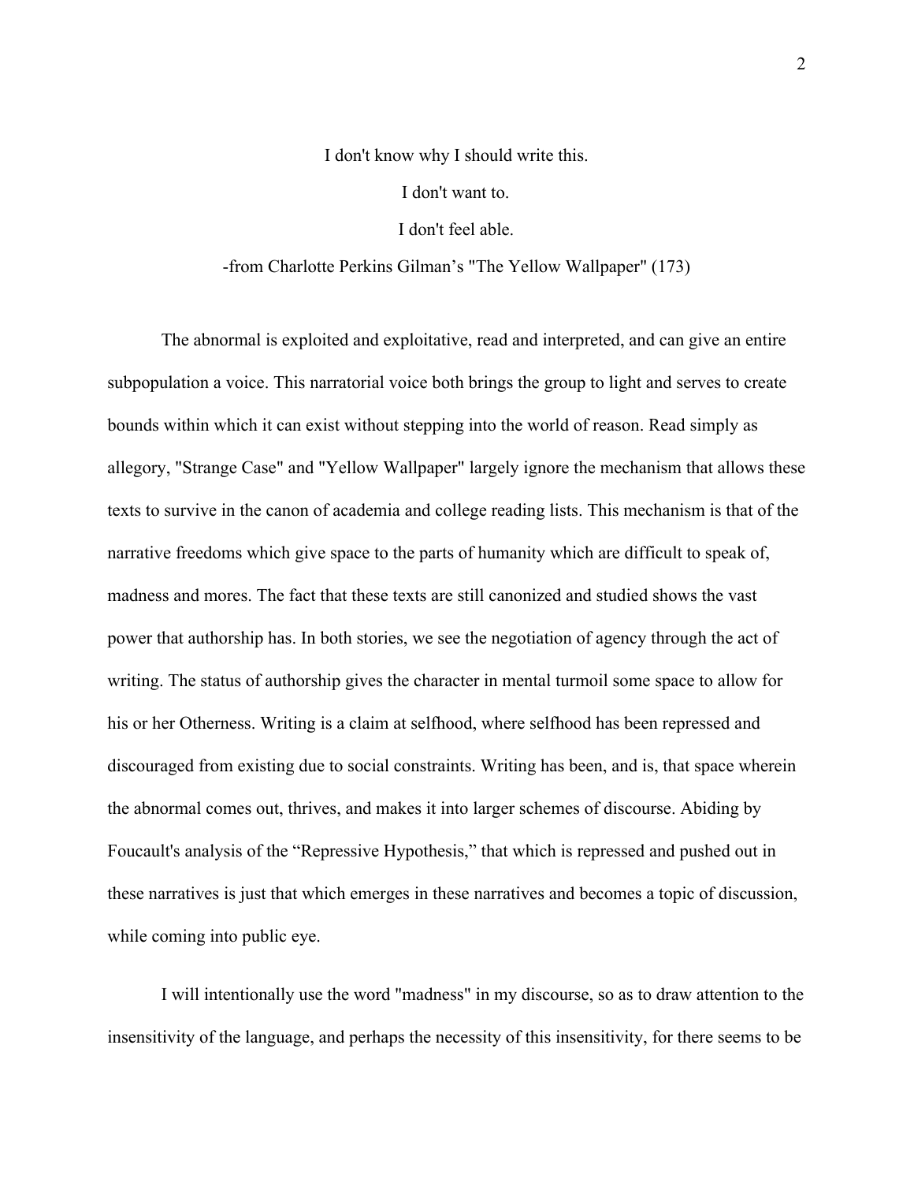I don't know why I should write this.

I don't want to.

I don't feel able.

-from Charlotte Perkins Gilman's "The Yellow Wallpaper" (173)

The abnormal is exploited and exploitative, read and interpreted, and can give an entire subpopulation a voice. This narratorial voice both brings the group to light and serves to create bounds within which it can exist without stepping into the world of reason. Read simply as allegory, "Strange Case" and "Yellow Wallpaper" largely ignore the mechanism that allows these texts to survive in the canon of academia and college reading lists. This mechanism is that of the narrative freedoms which give space to the parts of humanity which are difficult to speak of, madness and mores. The fact that these texts are still canonized and studied shows the vast power that authorship has. In both stories, we see the negotiation of agency through the act of writing. The status of authorship gives the character in mental turmoil some space to allow for his or her Otherness. Writing is a claim at selfhood, where selfhood has been repressed and discouraged from existing due to social constraints. Writing has been, and is, that space wherein the abnormal comes out, thrives, and makes it into larger schemes of discourse. Abiding by Foucault's analysis of the "Repressive Hypothesis," that which is repressed and pushed out in these narratives is just that which emerges in these narratives and becomes a topic of discussion, while coming into public eye.

I will intentionally use the word "madness" in my discourse, so as to draw attention to the insensitivity of the language, and perhaps the necessity of this insensitivity, for there seems to be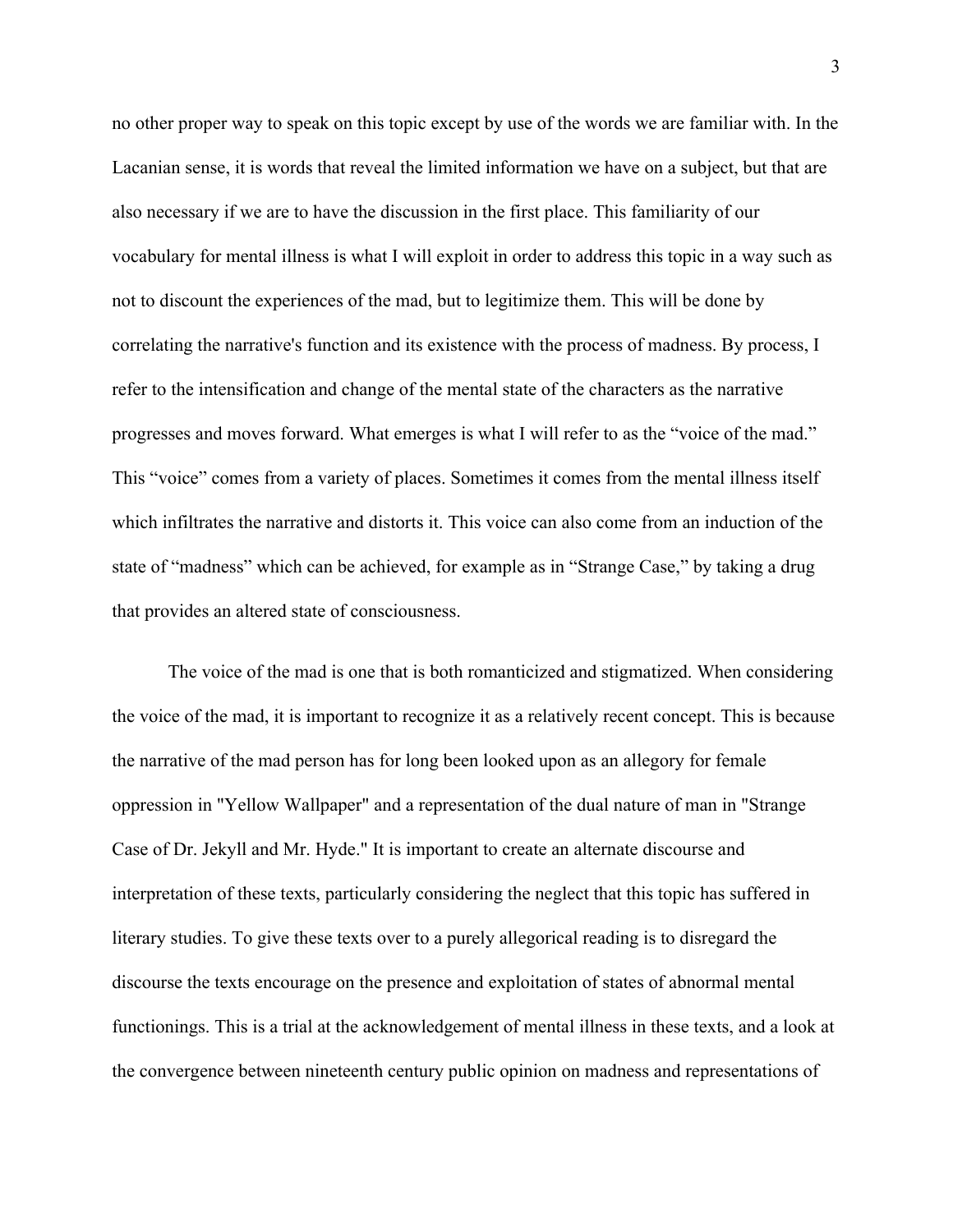no other proper way to speak on this topic except by use of the words we are familiar with. In the Lacanian sense, it is words that reveal the limited information we have on a subject, but that are also necessary if we are to have the discussion in the first place. This familiarity of our vocabulary for mental illness is what I will exploit in order to address this topic in a way such as not to discount the experiences of the mad, but to legitimize them. This will be done by correlating the narrative's function and its existence with the process of madness. By process, I refer to the intensification and change of the mental state of the characters as the narrative progresses and moves forward. What emerges is what I will refer to as the "voice of the mad." This "voice" comes from a variety of places. Sometimes it comes from the mental illness itself which infiltrates the narrative and distorts it. This voice can also come from an induction of the state of "madness" which can be achieved, for example as in "Strange Case," by taking a drug that provides an altered state of consciousness.

The voice of the mad is one that is both romanticized and stigmatized. When considering the voice of the mad, it is important to recognize it as a relatively recent concept. This is because the narrative of the mad person has for long been looked upon as an allegory for female oppression in "Yellow Wallpaper" and a representation of the dual nature of man in "Strange Case of Dr. Jekyll and Mr. Hyde." It is important to create an alternate discourse and interpretation of these texts, particularly considering the neglect that this topic has suffered in literary studies. To give these texts over to a purely allegorical reading is to disregard the discourse the texts encourage on the presence and exploitation of states of abnormal mental functionings. This is a trial at the acknowledgement of mental illness in these texts, and a look at the convergence between nineteenth century public opinion on madness and representations of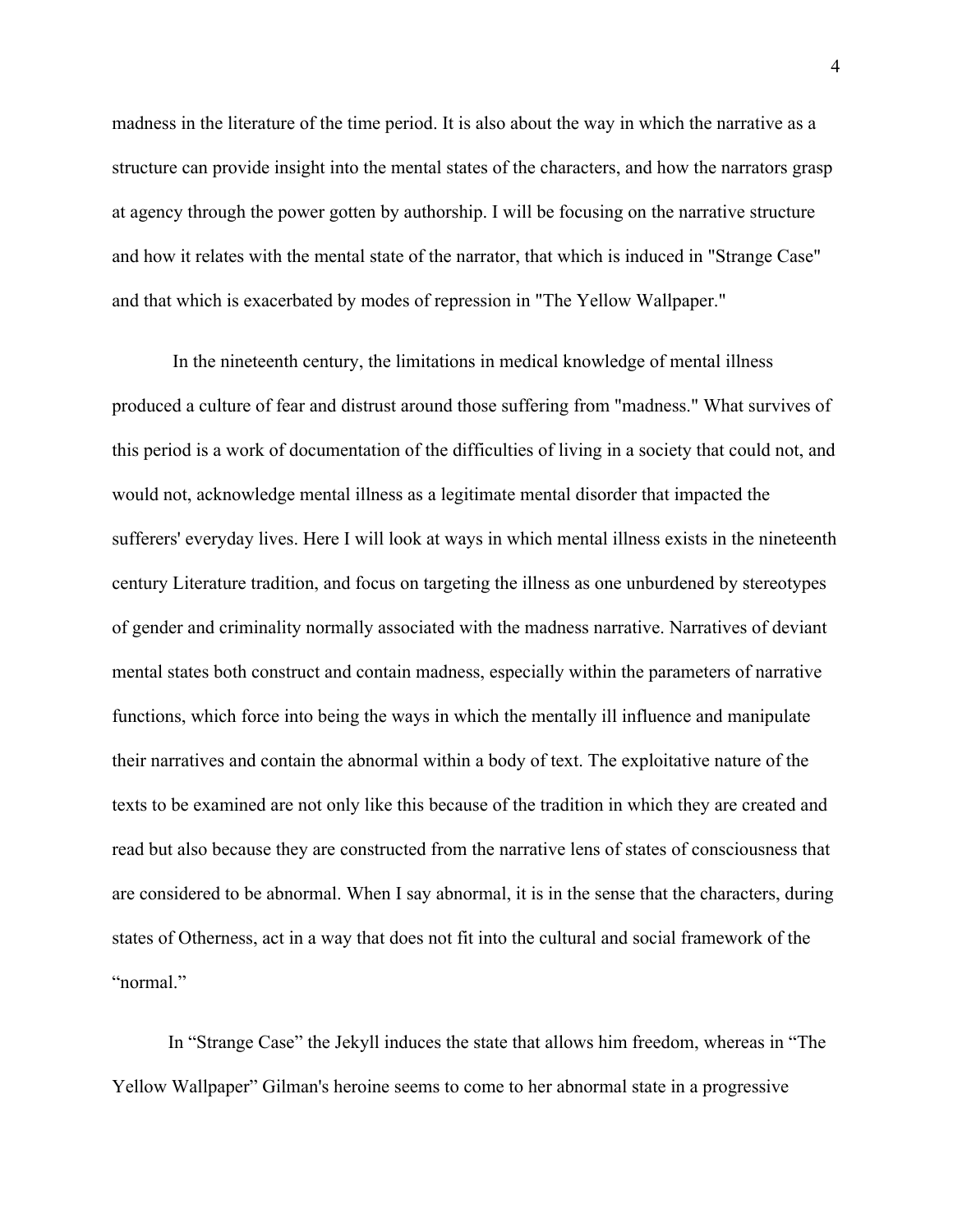madness in the literature of the time period. It is also about the way in which the narrative as a structure can provide insight into the mental states of the characters, and how the narrators grasp at agency through the power gotten by authorship. I will be focusing on the narrative structure and how it relates with the mental state of the narrator, that which is induced in "Strange Case" and that which is exacerbated by modes of repression in "The Yellow Wallpaper."

In the nineteenth century, the limitations in medical knowledge of mental illness produced a culture of fear and distrust around those suffering from "madness." What survives of this period is a work of documentation of the difficulties of living in a society that could not, and would not, acknowledge mental illness as a legitimate mental disorder that impacted the sufferers' everyday lives. Here I will look at ways in which mental illness exists in the nineteenth century Literature tradition, and focus on targeting the illness as one unburdened by stereotypes of gender and criminality normally associated with the madness narrative. Narratives of deviant mental states both construct and contain madness, especially within the parameters of narrative functions, which force into being the ways in which the mentally ill influence and manipulate their narratives and contain the abnormal within a body of text. The exploitative nature of the texts to be examined are not only like this because of the tradition in which they are created and read but also because they are constructed from the narrative lens of states of consciousness that are considered to be abnormal. When I say abnormal, it is in the sense that the characters, during states of Otherness, act in a way that does not fit into the cultural and social framework of the "normal."

In "Strange Case" the Jekyll induces the state that allows him freedom, whereas in "The Yellow Wallpaper" Gilman's heroine seems to come to her abnormal state in a progressive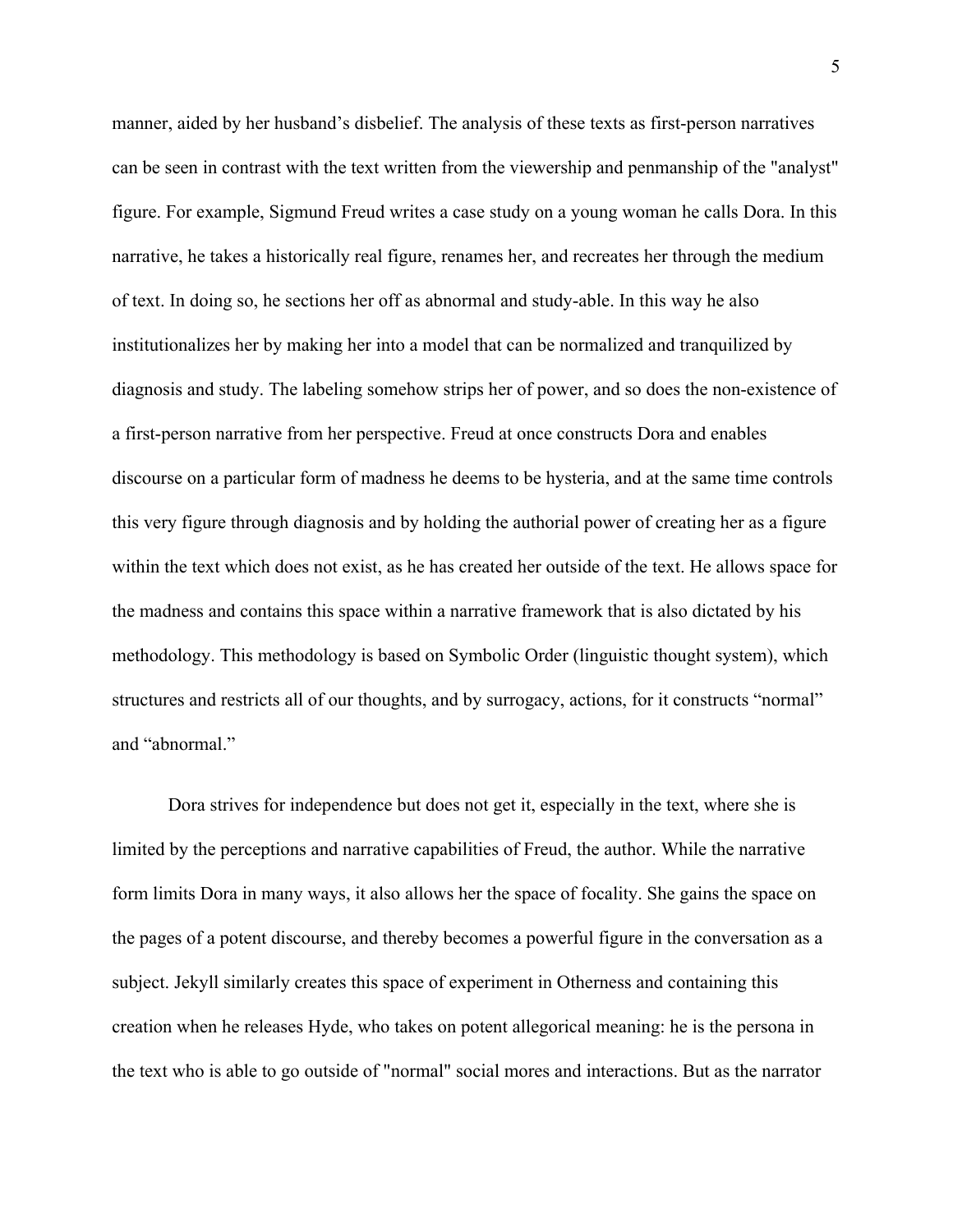manner, aided by her husband's disbelief. The analysis of these texts as first-person narratives can be seen in contrast with the text written from the viewership and penmanship of the "analyst" figure. For example, Sigmund Freud writes a case study on a young woman he calls Dora. In this narrative, he takes a historically real figure, renames her, and recreates her through the medium of text. In doing so, he sections her off as abnormal and study-able. In this way he also institutionalizes her by making her into a model that can be normalized and tranquilized by diagnosis and study. The labeling somehow strips her of power, and so does the non-existence of a first-person narrative from her perspective. Freud at once constructs Dora and enables discourse on a particular form of madness he deems to be hysteria, and at the same time controls this very figure through diagnosis and by holding the authorial power of creating her as a figure within the text which does not exist, as he has created her outside of the text. He allows space for the madness and contains this space within a narrative framework that is also dictated by his methodology. This methodology is based on Symbolic Order (linguistic thought system), which structures and restricts all of our thoughts, and by surrogacy, actions, for it constructs "normal" and "abnormal."

Dora strives for independence but does not get it, especially in the text, where she is limited by the perceptions and narrative capabilities of Freud, the author. While the narrative form limits Dora in many ways, it also allows her the space of focality. She gains the space on the pages of a potent discourse, and thereby becomes a powerful figure in the conversation as a subject. Jekyll similarly creates this space of experiment in Otherness and containing this creation when he releases Hyde, who takes on potent allegorical meaning: he is the persona in the text who is able to go outside of "normal" social mores and interactions. But as the narrator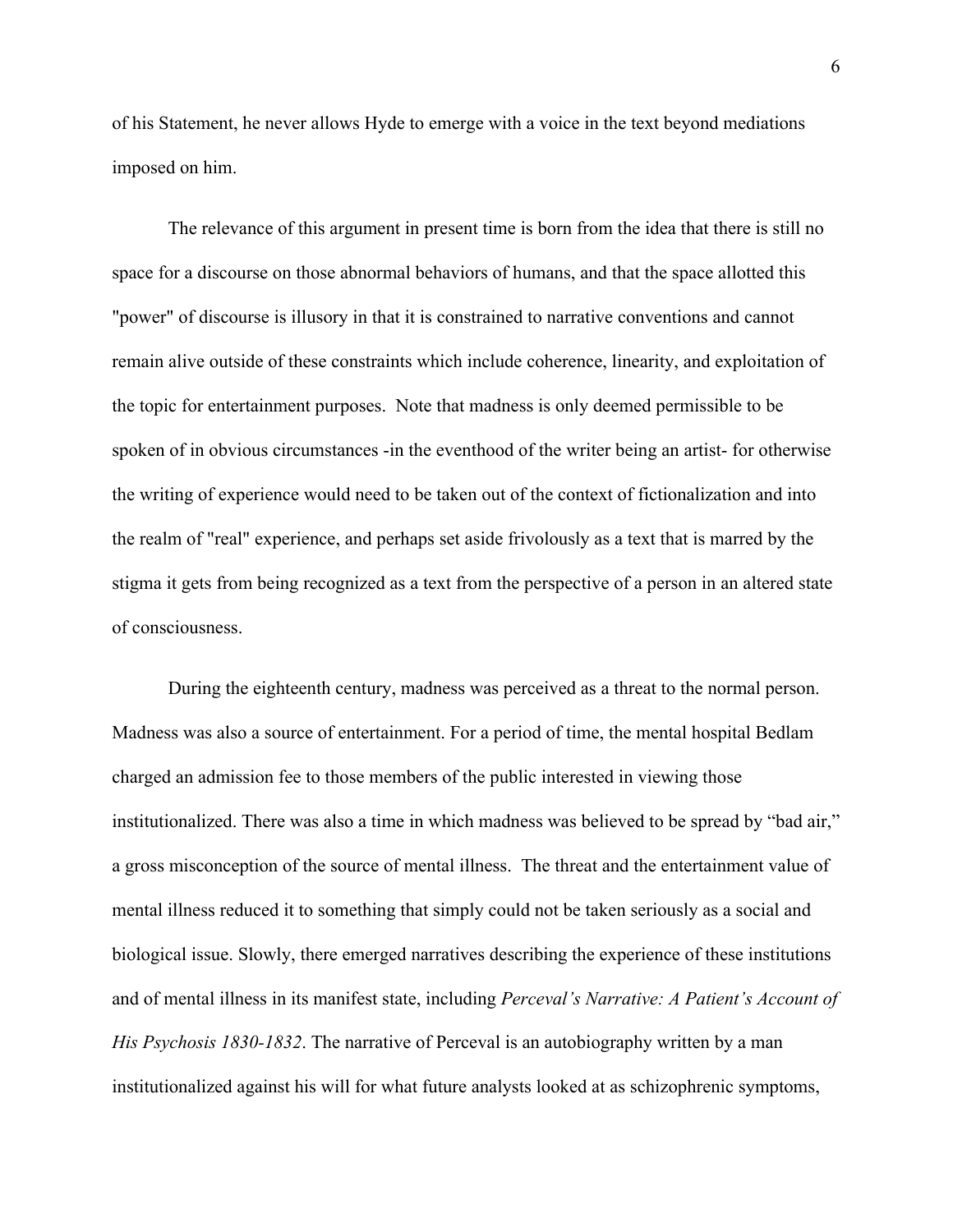of his Statement, he never allows Hyde to emerge with a voice in the text beyond mediations imposed on him.

The relevance of this argument in present time is born from the idea that there is still no space for a discourse on those abnormal behaviors of humans, and that the space allotted this "power" of discourse is illusory in that it is constrained to narrative conventions and cannot remain alive outside of these constraints which include coherence, linearity, and exploitation of the topic for entertainment purposes. Note that madness is only deemed permissible to be spoken of in obvious circumstances -in the eventhood of the writer being an artist- for otherwise the writing of experience would need to be taken out of the context of fictionalization and into the realm of "real" experience, and perhaps set aside frivolously as a text that is marred by the stigma it gets from being recognized as a text from the perspective of a person in an altered state of consciousness.

During the eighteenth century, madness was perceived as a threat to the normal person. Madness was also a source of entertainment. For a period of time, the mental hospital Bedlam charged an admission fee to those members of the public interested in viewing those institutionalized. There was also a time in which madness was believed to be spread by "bad air," a gross misconception of the source of mental illness. The threat and the entertainment value of mental illness reduced it to something that simply could not be taken seriously as a social and biological issue. Slowly, there emerged narratives describing the experience of these institutions and of mental illness in its manifest state, including *Perceval's Narrative: A Patient's Account of His Psychosis 1830-1832*. The narrative of Perceval is an autobiography written by a man institutionalized against his will for what future analysts looked at as schizophrenic symptoms,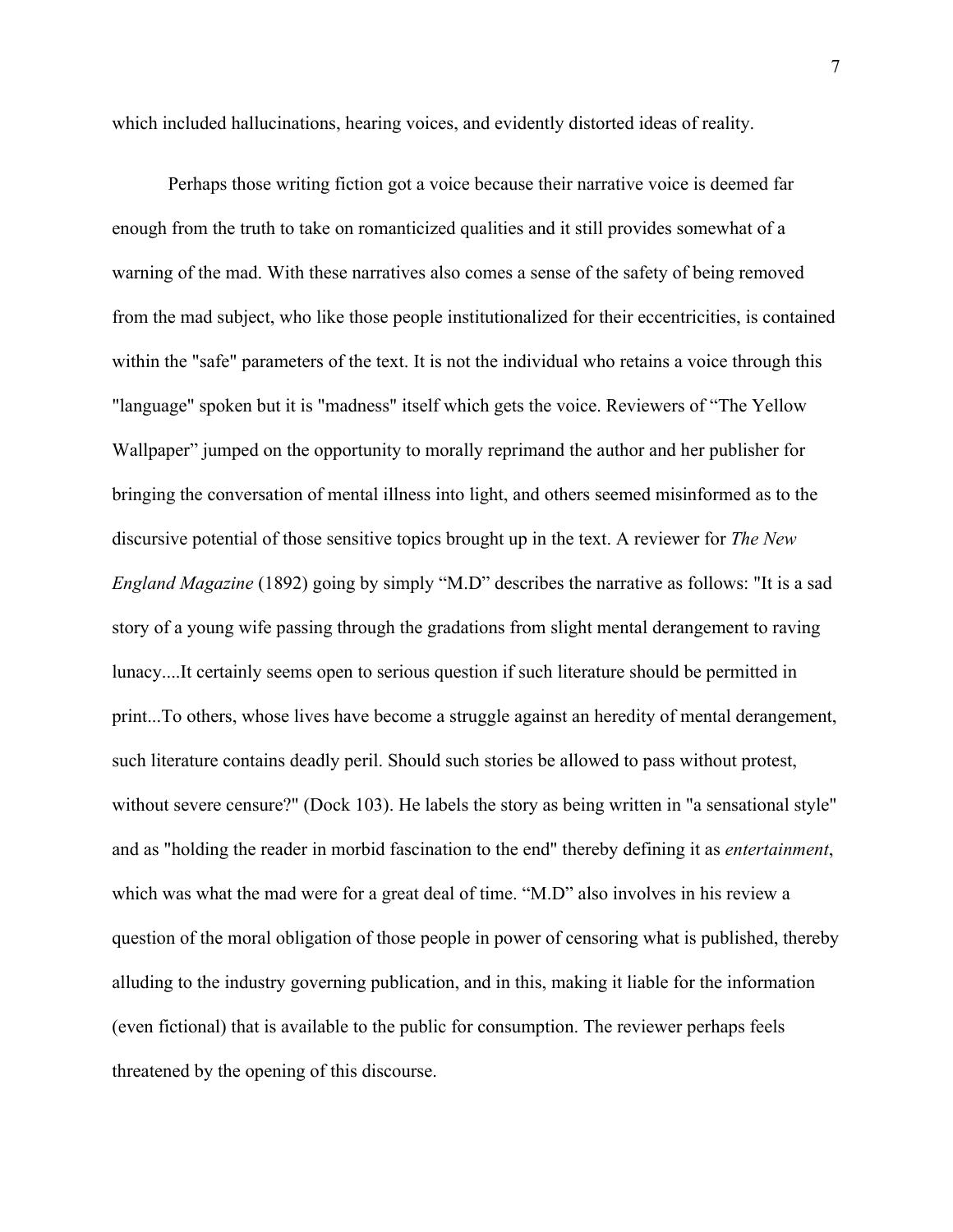which included hallucinations, hearing voices, and evidently distorted ideas of reality.

Perhaps those writing fiction got a voice because their narrative voice is deemed far enough from the truth to take on romanticized qualities and it still provides somewhat of a warning of the mad. With these narratives also comes a sense of the safety of being removed from the mad subject, who like those people institutionalized for their eccentricities, is contained within the "safe" parameters of the text. It is not the individual who retains a voice through this "language" spoken but it is "madness" itself which gets the voice. Reviewers of "The Yellow Wallpaper" jumped on the opportunity to morally reprimand the author and her publisher for bringing the conversation of mental illness into light, and others seemed misinformed as to the discursive potential of those sensitive topics brought up in the text. A reviewer for *The New England Magazine* (1892) going by simply "M.D" describes the narrative as follows: "It is a sad story of a young wife passing through the gradations from slight mental derangement to raving lunacy....It certainly seems open to serious question if such literature should be permitted in print...To others, whose lives have become a struggle against an heredity of mental derangement, such literature contains deadly peril. Should such stories be allowed to pass without protest, without severe censure?" (Dock 103). He labels the story as being written in "a sensational style" and as "holding the reader in morbid fascination to the end" thereby defining it as *entertainment*, which was what the mad were for a great deal of time. "M.D" also involves in his review a question of the moral obligation of those people in power of censoring what is published, thereby alluding to the industry governing publication, and in this, making it liable for the information (even fictional) that is available to the public for consumption. The reviewer perhaps feels threatened by the opening of this discourse.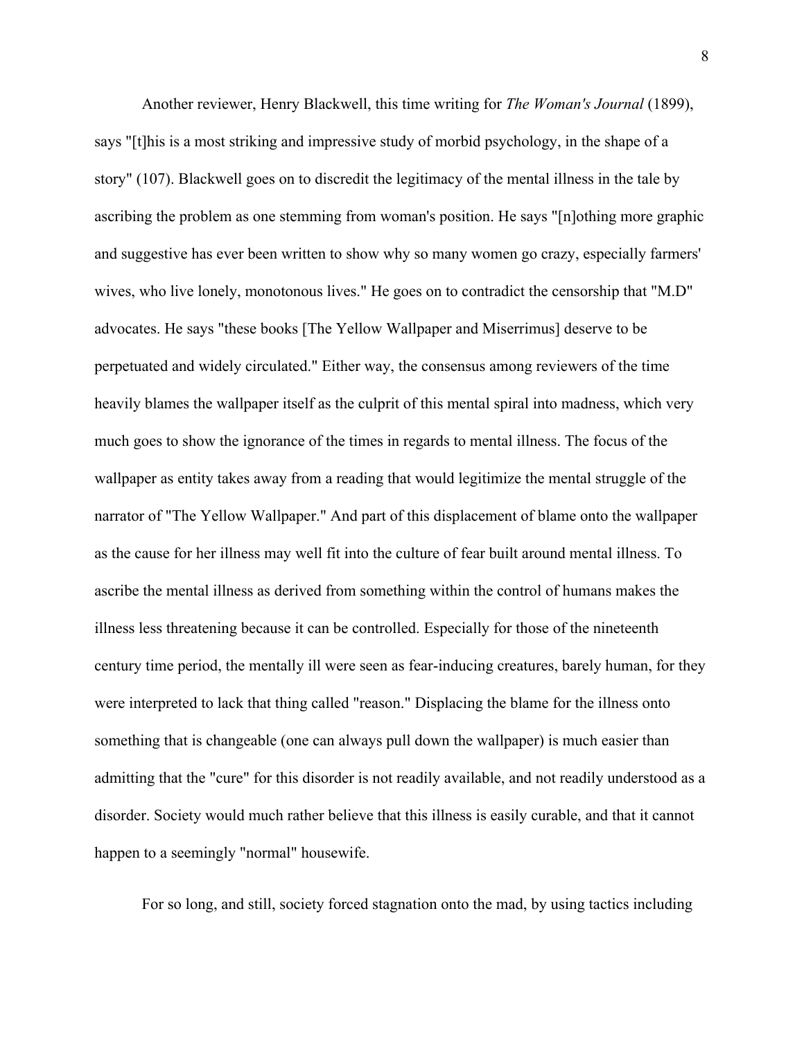Another reviewer, Henry Blackwell, this time writing for *The Woman's Journal* (1899), says "[t]his is a most striking and impressive study of morbid psychology, in the shape of a story" (107). Blackwell goes on to discredit the legitimacy of the mental illness in the tale by ascribing the problem as one stemming from woman's position. He says "[n]othing more graphic and suggestive has ever been written to show why so many women go crazy, especially farmers' wives, who live lonely, monotonous lives." He goes on to contradict the censorship that "M.D" advocates. He says "these books [The Yellow Wallpaper and Miserrimus] deserve to be perpetuated and widely circulated." Either way, the consensus among reviewers of the time heavily blames the wallpaper itself as the culprit of this mental spiral into madness, which very much goes to show the ignorance of the times in regards to mental illness. The focus of the wallpaper as entity takes away from a reading that would legitimize the mental struggle of the narrator of "The Yellow Wallpaper." And part of this displacement of blame onto the wallpaper as the cause for her illness may well fit into the culture of fear built around mental illness. To ascribe the mental illness as derived from something within the control of humans makes the illness less threatening because it can be controlled. Especially for those of the nineteenth century time period, the mentally ill were seen as fear-inducing creatures, barely human, for they were interpreted to lack that thing called "reason." Displacing the blame for the illness onto something that is changeable (one can always pull down the wallpaper) is much easier than admitting that the "cure" for this disorder is not readily available, and not readily understood as a disorder. Society would much rather believe that this illness is easily curable, and that it cannot happen to a seemingly "normal" housewife.

For so long, and still, society forced stagnation onto the mad, by using tactics including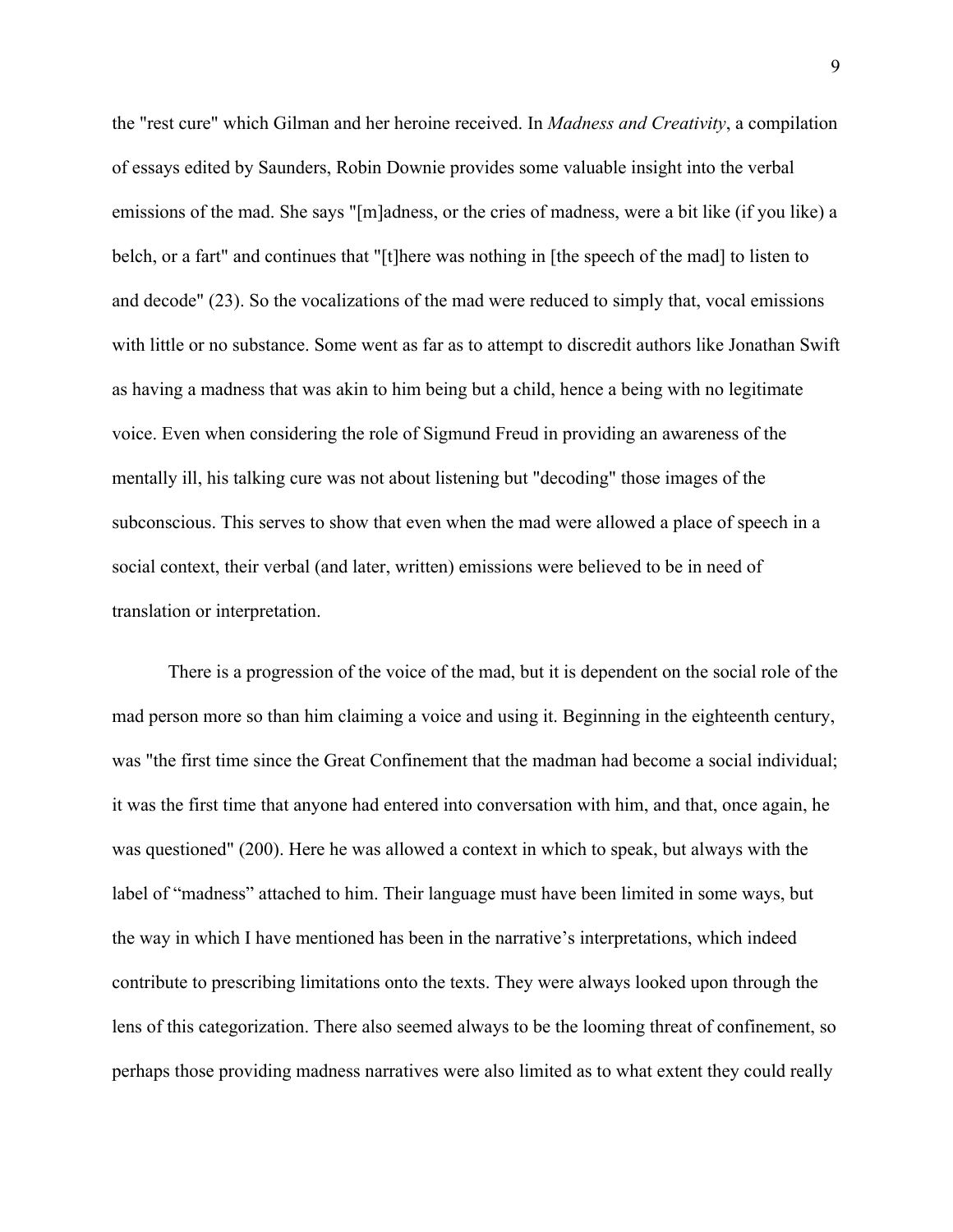the "rest cure" which Gilman and her heroine received. In *Madness and Creativity*, a compilation of essays edited by Saunders, Robin Downie provides some valuable insight into the verbal emissions of the mad. She says "[m]adness, or the cries of madness, were a bit like (if you like) a belch, or a fart" and continues that "[t]here was nothing in [the speech of the mad] to listen to and decode" (23). So the vocalizations of the mad were reduced to simply that, vocal emissions with little or no substance. Some went as far as to attempt to discredit authors like Jonathan Swift as having a madness that was akin to him being but a child, hence a being with no legitimate voice. Even when considering the role of Sigmund Freud in providing an awareness of the mentally ill, his talking cure was not about listening but "decoding" those images of the subconscious. This serves to show that even when the mad were allowed a place of speech in a social context, their verbal (and later, written) emissions were believed to be in need of translation or interpretation.

There is a progression of the voice of the mad, but it is dependent on the social role of the mad person more so than him claiming a voice and using it. Beginning in the eighteenth century, was "the first time since the Great Confinement that the madman had become a social individual; it was the first time that anyone had entered into conversation with him, and that, once again, he was questioned" (200). Here he was allowed a context in which to speak, but always with the label of "madness" attached to him. Their language must have been limited in some ways, but the way in which I have mentioned has been in the narrative's interpretations, which indeed contribute to prescribing limitations onto the texts. They were always looked upon through the lens of this categorization. There also seemed always to be the looming threat of confinement, so perhaps those providing madness narratives were also limited as to what extent they could really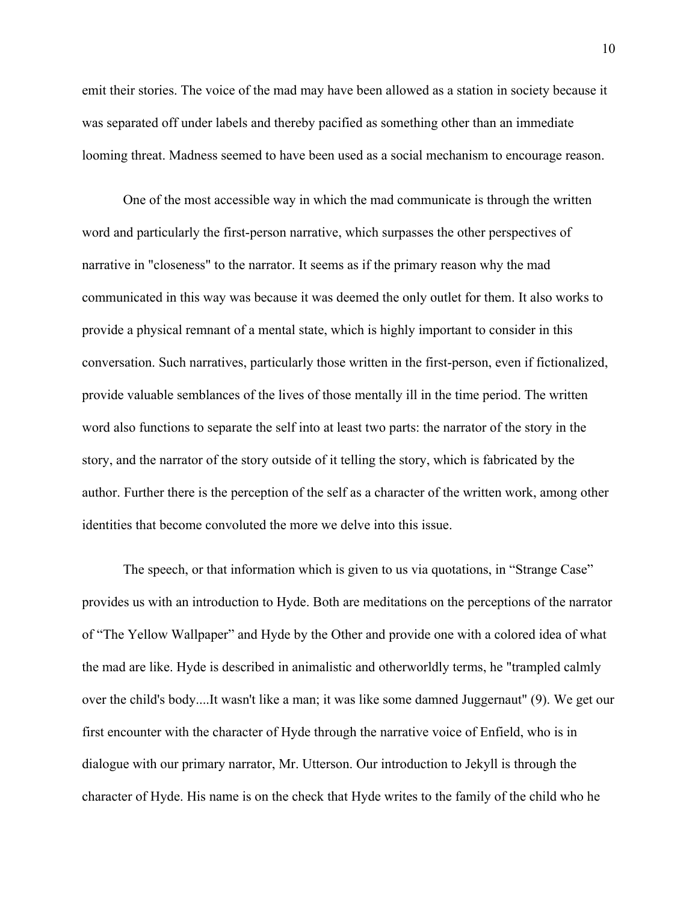emit their stories. The voice of the mad may have been allowed as a station in society because it was separated off under labels and thereby pacified as something other than an immediate looming threat. Madness seemed to have been used as a social mechanism to encourage reason.

One of the most accessible way in which the mad communicate is through the written word and particularly the first-person narrative, which surpasses the other perspectives of narrative in "closeness" to the narrator. It seems as if the primary reason why the mad communicated in this way was because it was deemed the only outlet for them. It also works to provide a physical remnant of a mental state, which is highly important to consider in this conversation. Such narratives, particularly those written in the first-person, even if fictionalized, provide valuable semblances of the lives of those mentally ill in the time period. The written word also functions to separate the self into at least two parts: the narrator of the story in the story, and the narrator of the story outside of it telling the story, which is fabricated by the author. Further there is the perception of the self as a character of the written work, among other identities that become convoluted the more we delve into this issue.

The speech, or that information which is given to us via quotations, in "Strange Case" provides us with an introduction to Hyde. Both are meditations on the perceptions of the narrator of "The Yellow Wallpaper" and Hyde by the Other and provide one with a colored idea of what the mad are like. Hyde is described in animalistic and otherworldly terms, he "trampled calmly over the child's body....It wasn't like a man; it was like some damned Juggernaut" (9). We get our first encounter with the character of Hyde through the narrative voice of Enfield, who is in dialogue with our primary narrator, Mr. Utterson. Our introduction to Jekyll is through the character of Hyde. His name is on the check that Hyde writes to the family of the child who he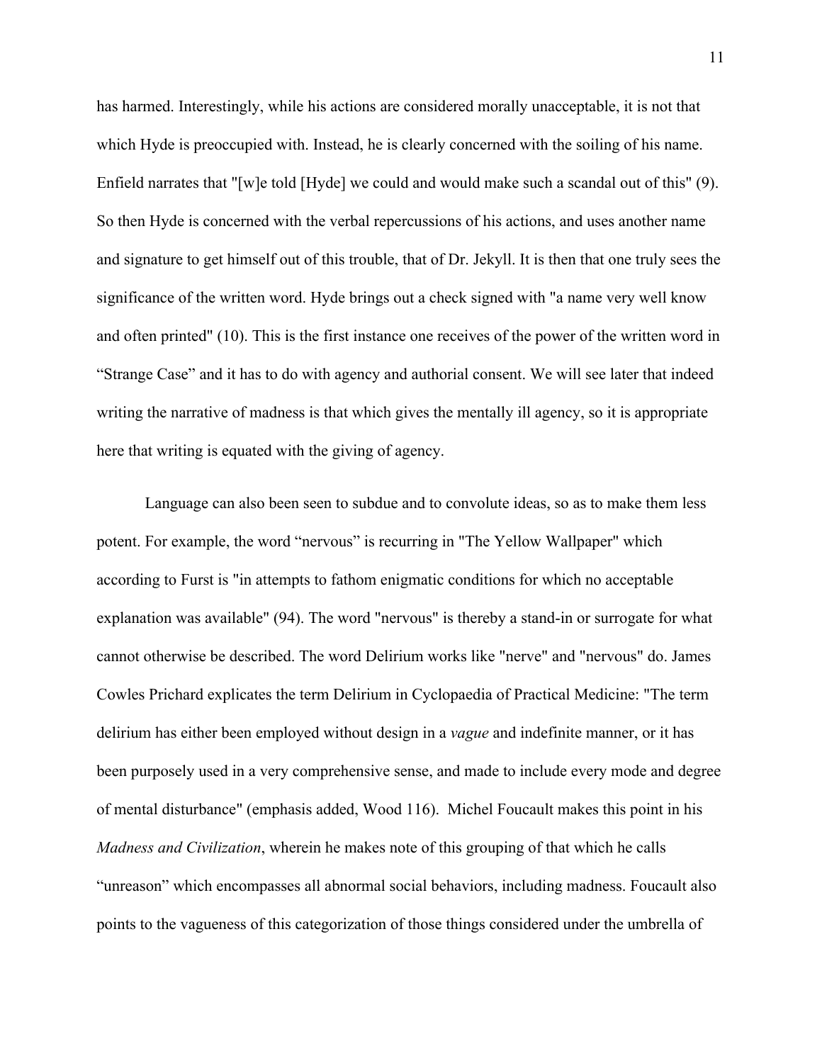has harmed. Interestingly, while his actions are considered morally unacceptable, it is not that which Hyde is preoccupied with. Instead, he is clearly concerned with the soiling of his name. Enfield narrates that "[w]e told [Hyde] we could and would make such a scandal out of this" (9). So then Hyde is concerned with the verbal repercussions of his actions, and uses another name and signature to get himself out of this trouble, that of Dr. Jekyll. It is then that one truly sees the significance of the written word. Hyde brings out a check signed with "a name very well know and often printed" (10). This is the first instance one receives of the power of the written word in "Strange Case" and it has to do with agency and authorial consent. We will see later that indeed writing the narrative of madness is that which gives the mentally ill agency, so it is appropriate here that writing is equated with the giving of agency.

Language can also been seen to subdue and to convolute ideas, so as to make them less potent. For example, the word "nervous" is recurring in "The Yellow Wallpaper" which according to Furst is "in attempts to fathom enigmatic conditions for which no acceptable explanation was available" (94). The word "nervous" is thereby a stand-in or surrogate for what cannot otherwise be described. The word Delirium works like "nerve" and "nervous" do. James Cowles Prichard explicates the term Delirium in Cyclopaedia of Practical Medicine: "The term delirium has either been employed without design in a *vague* and indefinite manner, or it has been purposely used in a very comprehensive sense, and made to include every mode and degree of mental disturbance" (emphasis added, Wood 116). Michel Foucault makes this point in his *Madness and Civilization*, wherein he makes note of this grouping of that which he calls "unreason" which encompasses all abnormal social behaviors, including madness. Foucault also points to the vagueness of this categorization of those things considered under the umbrella of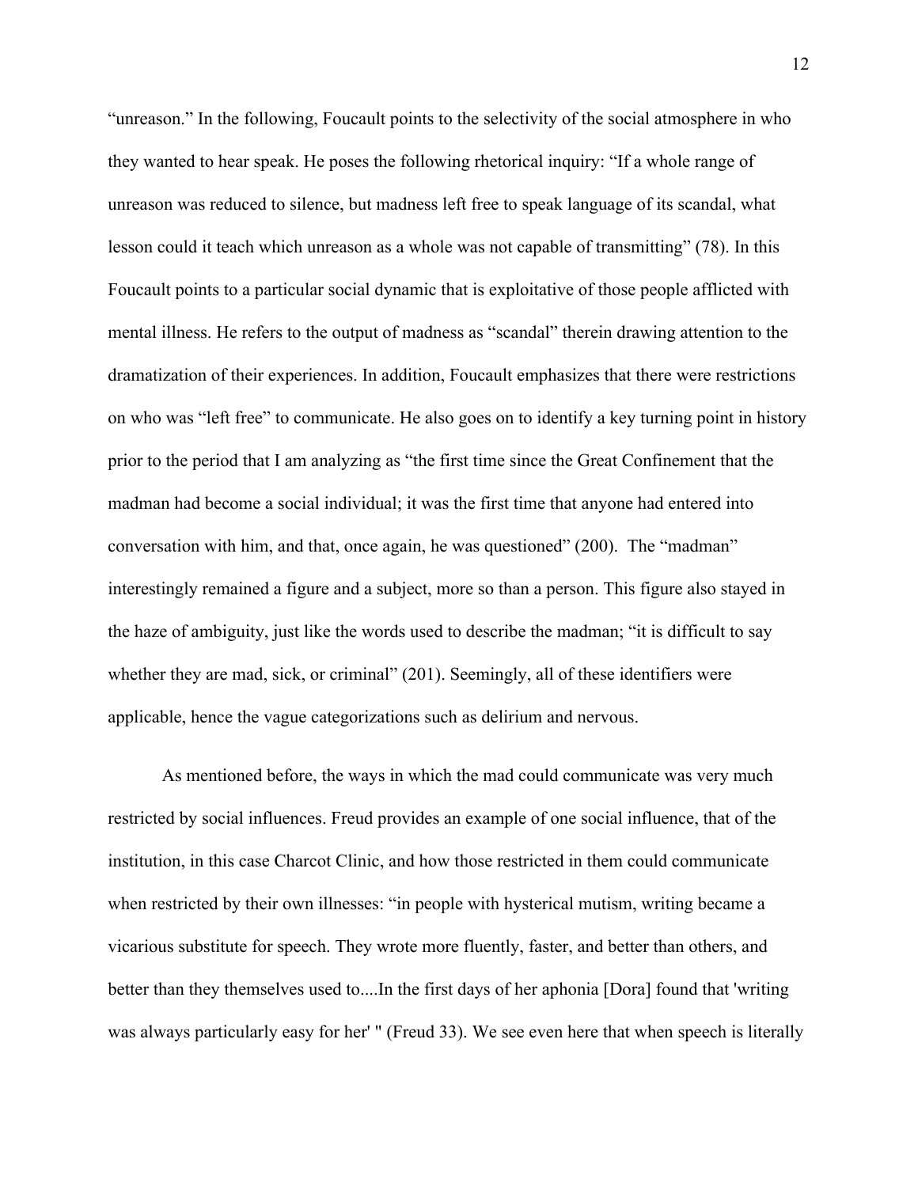"unreason." In the following, Foucault points to the selectivity of the social atmosphere in who they wanted to hear speak. He poses the following rhetorical inquiry: "If a whole range of unreason was reduced to silence, but madness left free to speak language of its scandal, what lesson could it teach which unreason as a whole was not capable of transmitting" (78). In this Foucault points to a particular social dynamic that is exploitative of those people afflicted with mental illness. He refers to the output of madness as "scandal" therein drawing attention to the dramatization of their experiences. In addition, Foucault emphasizes that there were restrictions on who was "left free" to communicate. He also goes on to identify a key turning point in history prior to the period that I am analyzing as "the first time since the Great Confinement that the madman had become a social individual; it was the first time that anyone had entered into conversation with him, and that, once again, he was questioned" (200). The "madman" interestingly remained a figure and a subject, more so than a person. This figure also stayed in the haze of ambiguity, just like the words used to describe the madman; "it is difficult to say whether they are mad, sick, or criminal" (201). Seemingly, all of these identifiers were applicable, hence the vague categorizations such as delirium and nervous.

As mentioned before, the ways in which the mad could communicate was very much restricted by social influences. Freud provides an example of one social influence, that of the institution, in this case Charcot Clinic, and how those restricted in them could communicate when restricted by their own illnesses: "in people with hysterical mutism, writing became a vicarious substitute for speech. They wrote more fluently, faster, and better than others, and better than they themselves used to....In the first days of her aphonia [Dora] found that 'writing was always particularly easy for her' " (Freud 33). We see even here that when speech is literally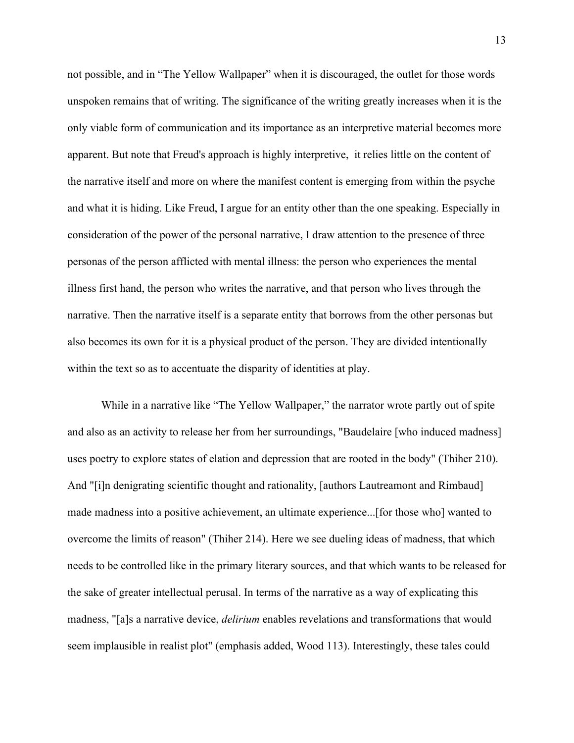not possible, and in "The Yellow Wallpaper" when it is discouraged, the outlet for those words unspoken remains that of writing. The significance of the writing greatly increases when it is the only viable form of communication and its importance as an interpretive material becomes more apparent. But note that Freud's approach is highly interpretive, it relies little on the content of the narrative itself and more on where the manifest content is emerging from within the psyche and what it is hiding. Like Freud, I argue for an entity other than the one speaking. Especially in consideration of the power of the personal narrative, I draw attention to the presence of three personas of the person afflicted with mental illness: the person who experiences the mental illness first hand, the person who writes the narrative, and that person who lives through the narrative. Then the narrative itself is a separate entity that borrows from the other personas but also becomes its own for it is a physical product of the person. They are divided intentionally within the text so as to accentuate the disparity of identities at play.

While in a narrative like "The Yellow Wallpaper," the narrator wrote partly out of spite and also as an activity to release her from her surroundings, "Baudelaire [who induced madness] uses poetry to explore states of elation and depression that are rooted in the body" (Thiher 210). And "[i]n denigrating scientific thought and rationality, [authors Lautreamont and Rimbaud] made madness into a positive achievement, an ultimate experience...[for those who] wanted to overcome the limits of reason" (Thiher 214). Here we see dueling ideas of madness, that which needs to be controlled like in the primary literary sources, and that which wants to be released for the sake of greater intellectual perusal. In terms of the narrative as a way of explicating this madness, "[a]s a narrative device, *delirium* enables revelations and transformations that would seem implausible in realist plot" (emphasis added, Wood 113). Interestingly, these tales could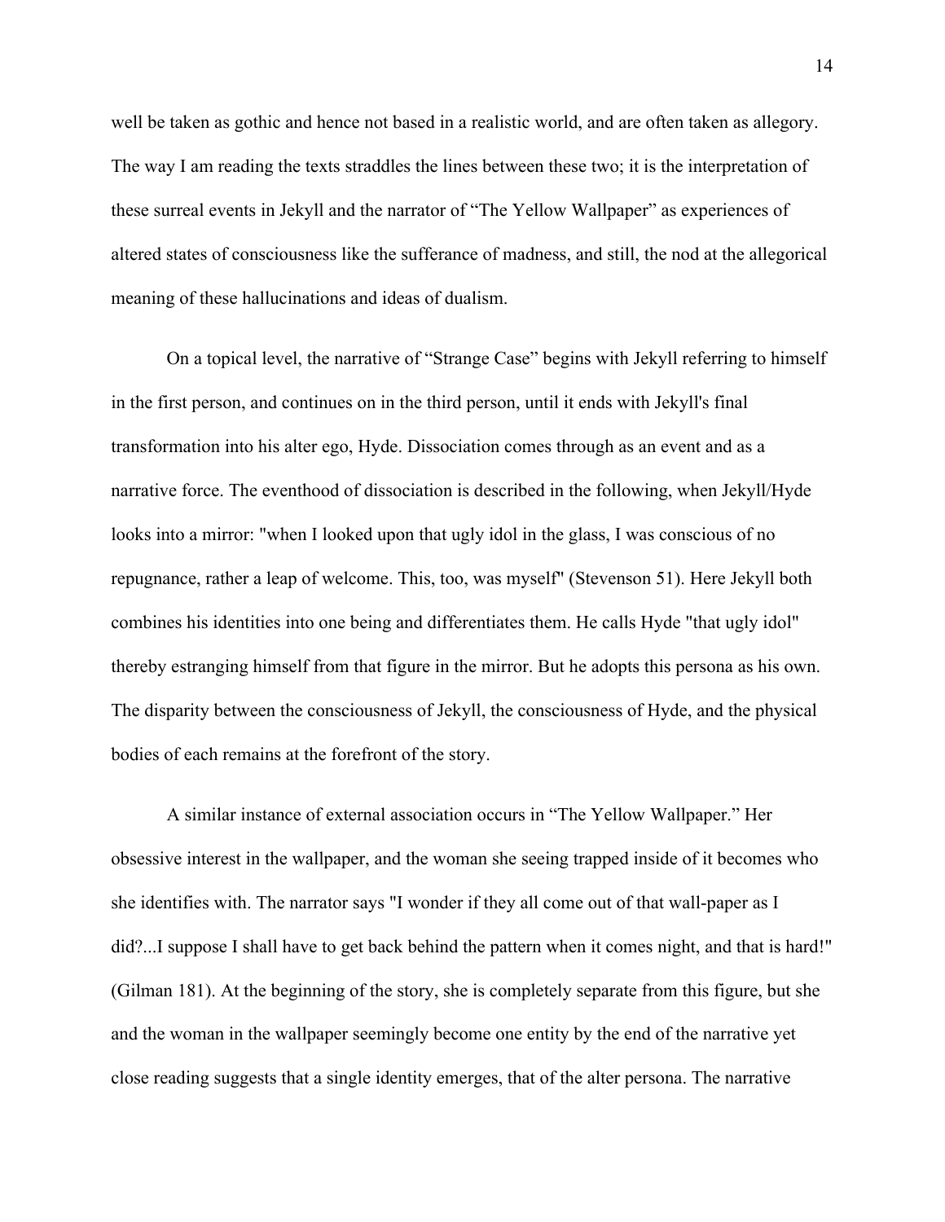well be taken as gothic and hence not based in a realistic world, and are often taken as allegory. The way I am reading the texts straddles the lines between these two; it is the interpretation of these surreal events in Jekyll and the narrator of "The Yellow Wallpaper" as experiences of altered states of consciousness like the sufferance of madness, and still, the nod at the allegorical meaning of these hallucinations and ideas of dualism.

On a topical level, the narrative of "Strange Case" begins with Jekyll referring to himself in the first person, and continues on in the third person, until it ends with Jekyll's final transformation into his alter ego, Hyde. Dissociation comes through as an event and as a narrative force. The eventhood of dissociation is described in the following, when Jekyll/Hyde looks into a mirror: "when I looked upon that ugly idol in the glass, I was conscious of no repugnance, rather a leap of welcome. This, too, was myself" (Stevenson 51). Here Jekyll both combines his identities into one being and differentiates them. He calls Hyde "that ugly idol" thereby estranging himself from that figure in the mirror. But he adopts this persona as his own. The disparity between the consciousness of Jekyll, the consciousness of Hyde, and the physical bodies of each remains at the forefront of the story.

A similar instance of external association occurs in "The Yellow Wallpaper." Her obsessive interest in the wallpaper, and the woman she seeing trapped inside of it becomes who she identifies with. The narrator says "I wonder if they all come out of that wall-paper as I did?...I suppose I shall have to get back behind the pattern when it comes night, and that is hard!" (Gilman 181). At the beginning of the story, she is completely separate from this figure, but she and the woman in the wallpaper seemingly become one entity by the end of the narrative yet close reading suggests that a single identity emerges, that of the alter persona. The narrative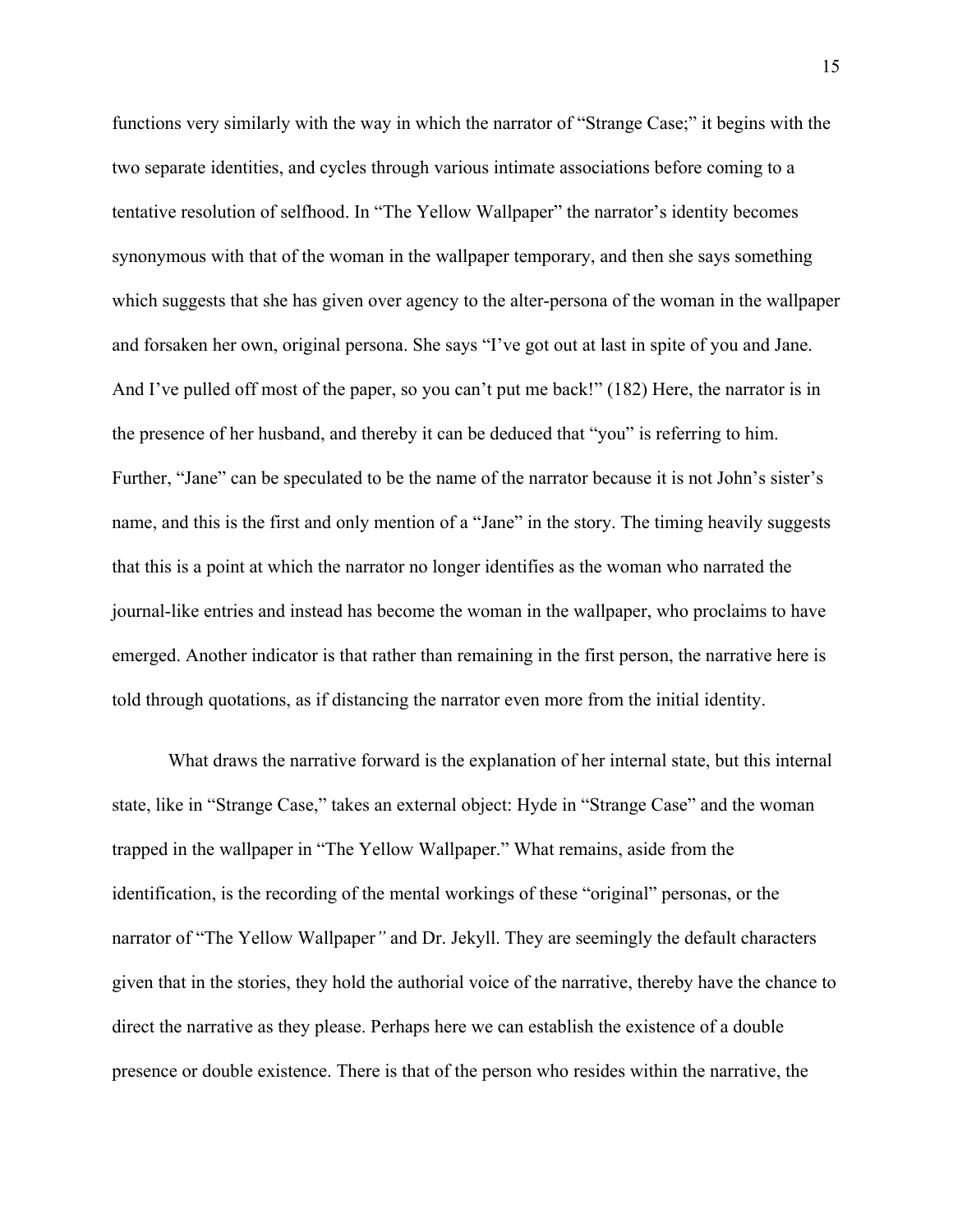functions very similarly with the way in which the narrator of "Strange Case;" it begins with the two separate identities, and cycles through various intimate associations before coming to a tentative resolution of selfhood. In "The Yellow Wallpaper" the narrator's identity becomes synonymous with that of the woman in the wallpaper temporary, and then she says something which suggests that she has given over agency to the alter-persona of the woman in the wallpaper and forsaken her own, original persona. She says "I've got out at last in spite of you and Jane. And I've pulled off most of the paper, so you can't put me back!" (182) Here, the narrator is in the presence of her husband, and thereby it can be deduced that "you" is referring to him. Further, "Jane" can be speculated to be the name of the narrator because it is not John's sister's name, and this is the first and only mention of a "Jane" in the story. The timing heavily suggests that this is a point at which the narrator no longer identifies as the woman who narrated the journal-like entries and instead has become the woman in the wallpaper, who proclaims to have emerged. Another indicator is that rather than remaining in the first person, the narrative here is told through quotations, as if distancing the narrator even more from the initial identity.

What draws the narrative forward is the explanation of her internal state, but this internal state, like in "Strange Case," takes an external object: Hyde in "Strange Case" and the woman trapped in the wallpaper in "The Yellow Wallpaper." What remains, aside from the identification, is the recording of the mental workings of these "original" personas, or the narrator of "The Yellow Wallpaper" and Dr. Jekyll. They are seemingly the default characters given that in the stories, they hold the authorial voice of the narrative, thereby have the chance to direct the narrative as they please. Perhaps here we can establish the existence of a double presence or double existence. There is that of the person who resides within the narrative, the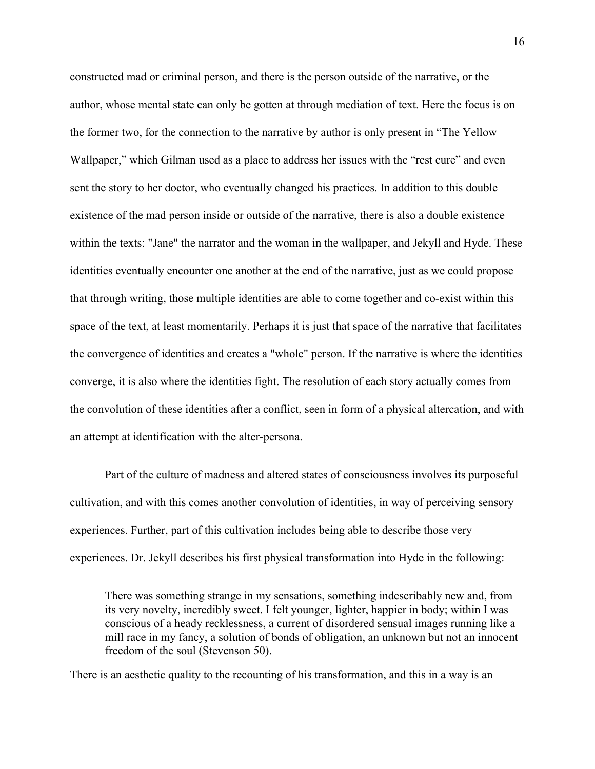constructed mad or criminal person, and there is the person outside of the narrative, or the author, whose mental state can only be gotten at through mediation of text. Here the focus is on the former two, for the connection to the narrative by author is only present in "The Yellow Wallpaper," which Gilman used as a place to address her issues with the "rest cure" and even sent the story to her doctor, who eventually changed his practices. In addition to this double existence of the mad person inside or outside of the narrative, there is also a double existence within the texts: "Jane" the narrator and the woman in the wallpaper, and Jekyll and Hyde. These identities eventually encounter one another at the end of the narrative, just as we could propose that through writing, those multiple identities are able to come together and co-exist within this space of the text, at least momentarily. Perhaps it is just that space of the narrative that facilitates the convergence of identities and creates a "whole" person. If the narrative is where the identities converge, it is also where the identities fight. The resolution of each story actually comes from the convolution of these identities after a conflict, seen in form of a physical altercation, and with an attempt at identification with the alter-persona.

Part of the culture of madness and altered states of consciousness involves its purposeful cultivation, and with this comes another convolution of identities, in way of perceiving sensory experiences. Further, part of this cultivation includes being able to describe those very experiences. Dr. Jekyll describes his first physical transformation into Hyde in the following:

> There was something strange in my sensations, something indescribably new and, from its very novelty, incredibly sweet. I felt younger, lighter, happier in body; within I was conscious of a heady recklessness, a current of disordered sensual images running like a mill race in my fancy, a solution of bonds of obligation, an unknown but not an innocent freedom of the soul (Stevenson 50).

There is an aesthetic quality to the recounting of his transformation, and this in a way is an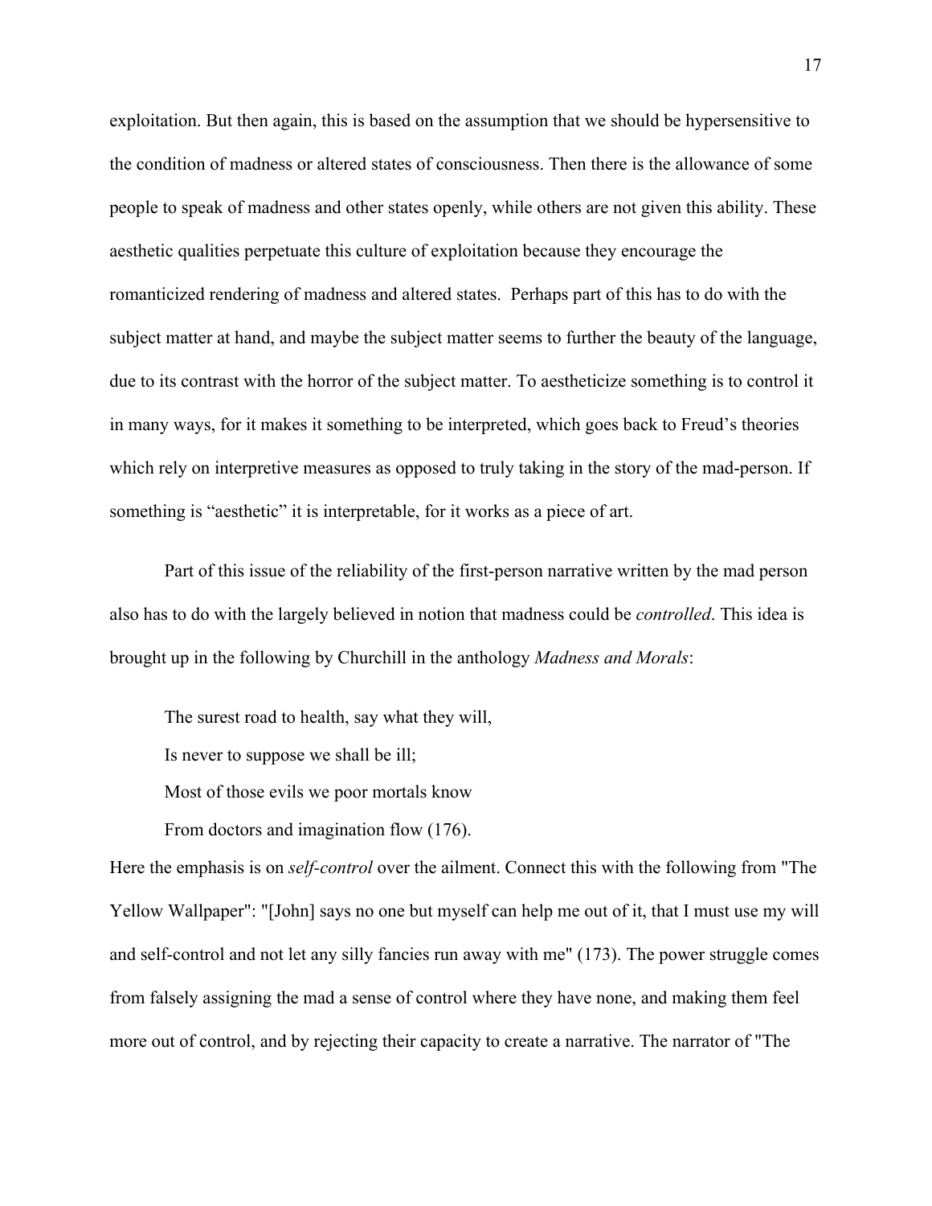exploitation. But then again, this is based on the assumption that we should be hypersensitive to the condition of madness or altered states of consciousness. Then there is the allowance of some people to speak of madness and other states openly, while others are not given this ability. These aesthetic qualities perpetuate this culture of exploitation because they encourage the romanticized rendering of madness and altered states. Perhaps part of this has to do with the subject matter at hand, and maybe the subject matter seems to further the beauty of the language, due to its contrast with the horror of the subject matter. To aestheticize something is to control it in many ways, for it makes it something to be interpreted, which goes back to Freud's theories which rely on interpretive measures as opposed to truly taking in the story of the mad-person. If something is "aesthetic" it is interpretable, for it works as a piece of art.

Part of this issue of the reliability of the first-person narrative written by the mad person also has to do with the largely believed in notion that madness could be *controlled*. This idea is brought up in the following by Churchill in the anthology *Madness and Morals*:

> The surest road to health, say what they will,
> Is never to suppose we shall be ill;
> Most of those evils we poor mortals know
> From doctors and imagination flow (176).

Here the emphasis is on *self-control* over the ailment. Connect this with the following from "The Yellow Wallpaper": "[John] says no one but myself can help me out of it, that I must use my will and self-control and not let any silly fancies run away with me" (173). The power struggle comes from falsely assigning the mad a sense of control where they have none, and making them feel more out of control, and by rejecting their capacity to create a narrative. The narrator of "The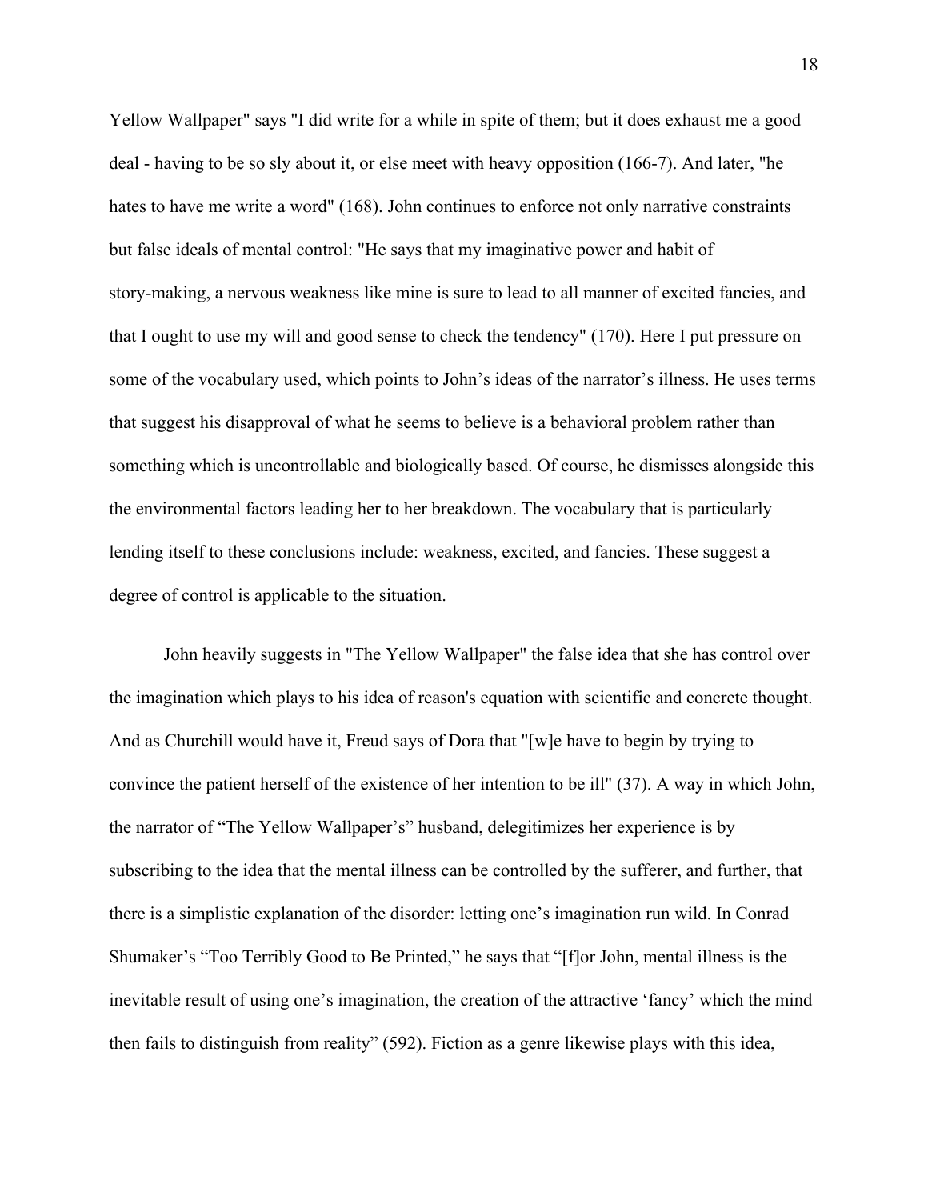Yellow Wallpaper" says "I did write for a while in spite of them; but it does exhaust me a good deal - having to be so sly about it, or else meet with heavy opposition (166-7). And later, "he hates to have me write a word" (168). John continues to enforce not only narrative constraints but false ideals of mental control: "He says that my imaginative power and habit of story-making, a nervous weakness like mine is sure to lead to all manner of excited fancies, and that I ought to use my will and good sense to check the tendency" (170). Here I put pressure on some of the vocabulary used, which points to John's ideas of the narrator's illness. He uses terms that suggest his disapproval of what he seems to believe is a behavioral problem rather than something which is uncontrollable and biologically based. Of course, he dismisses alongside this the environmental factors leading her to her breakdown. The vocabulary that is particularly lending itself to these conclusions include: weakness, excited, and fancies. These suggest a degree of control is applicable to the situation.

John heavily suggests in "The Yellow Wallpaper" the false idea that she has control over the imagination which plays to his idea of reason's equation with scientific and concrete thought. And as Churchill would have it, Freud says of Dora that "[w]e have to begin by trying to convince the patient herself of the existence of her intention to be ill" (37). A way in which John, the narrator of "The Yellow Wallpaper's" husband, delegitimizes her experience is by subscribing to the idea that the mental illness can be controlled by the sufferer, and further, that there is a simplistic explanation of the disorder: letting one's imagination run wild. In Conrad Shumaker's "Too Terribly Good to Be Printed," he says that "[f]or John, mental illness is the inevitable result of using one's imagination, the creation of the attractive 'fancy' which the mind then fails to distinguish from reality" (592). Fiction as a genre likewise plays with this idea,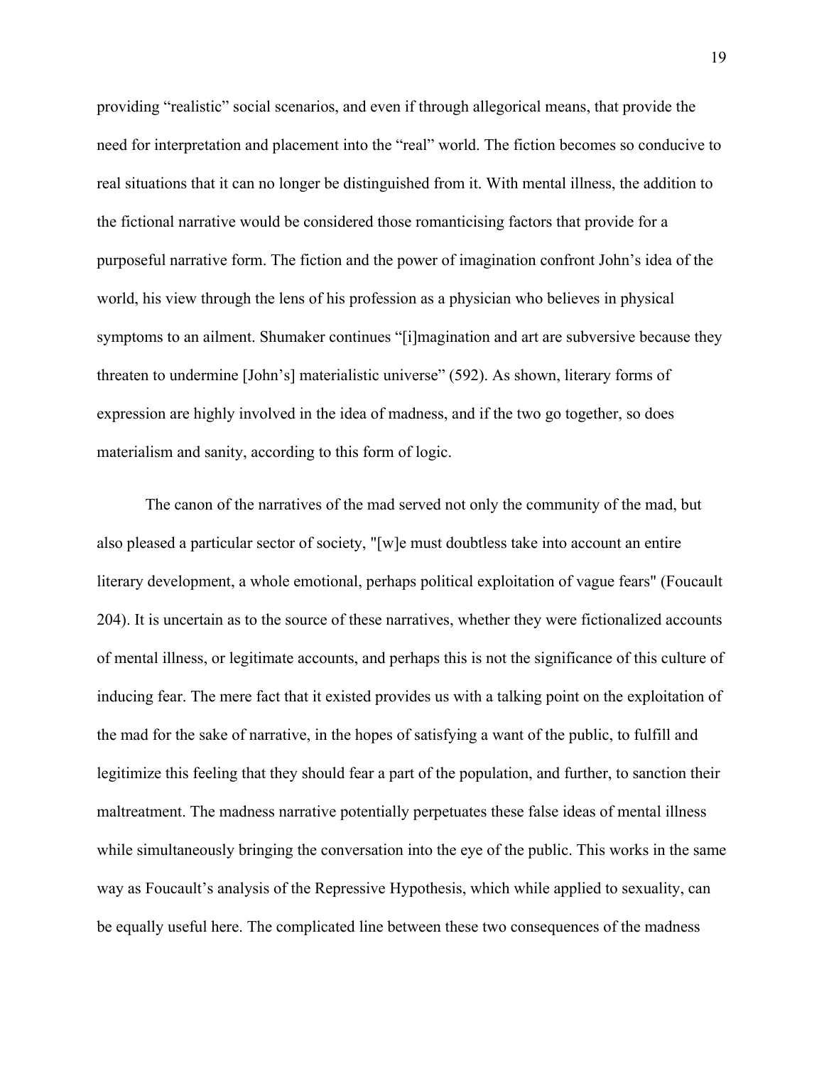providing "realistic" social scenarios, and even if through allegorical means, that provide the need for interpretation and placement into the "real" world. The fiction becomes so conducive to real situations that it can no longer be distinguished from it. With mental illness, the addition to the fictional narrative would be considered those romanticising factors that provide for a purposeful narrative form. The fiction and the power of imagination confront John's idea of the world, his view through the lens of his profession as a physician who believes in physical symptoms to an ailment. Shumaker continues "[i]magination and art are subversive because they threaten to undermine [John's] materialistic universe" (592). As shown, literary forms of expression are highly involved in the idea of madness, and if the two go together, so does materialism and sanity, according to this form of logic.

The canon of the narratives of the mad served not only the community of the mad, but also pleased a particular sector of society, "[w]e must doubtless take into account an entire literary development, a whole emotional, perhaps political exploitation of vague fears" (Foucault 204). It is uncertain as to the source of these narratives, whether they were fictionalized accounts of mental illness, or legitimate accounts, and perhaps this is not the significance of this culture of inducing fear. The mere fact that it existed provides us with a talking point on the exploitation of the mad for the sake of narrative, in the hopes of satisfying a want of the public, to fulfill and legitimize this feeling that they should fear a part of the population, and further, to sanction their maltreatment. The madness narrative potentially perpetuates these false ideas of mental illness while simultaneously bringing the conversation into the eye of the public. This works in the same way as Foucault's analysis of the Repressive Hypothesis, which while applied to sexuality, can be equally useful here. The complicated line between these two consequences of the madness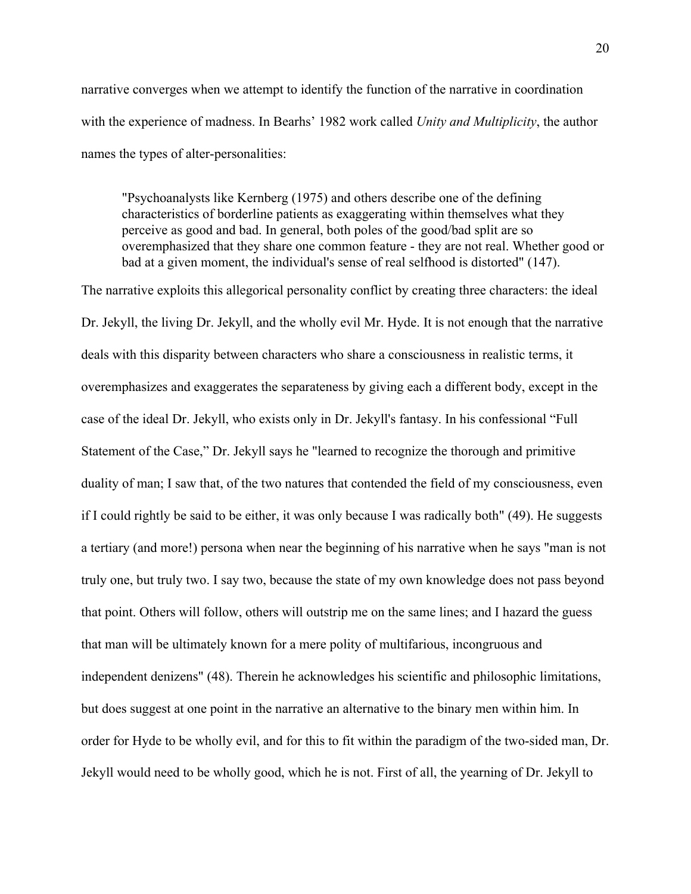narrative converges when we attempt to identify the function of the narrative in coordination with the experience of madness. In Bearhs' 1982 work called *Unity and Multiplicity*, the author names the types of alter-personalities:

> "Psychoanalysts like Kernberg (1975) and others describe one of the defining characteristics of borderline patients as exaggerating within themselves what they perceive as good and bad. In general, both poles of the good/bad split are so overemphasized that they share one common feature - they are not real. Whether good or bad at a given moment, the individual's sense of real selfhood is distorted" (147).

The narrative exploits this allegorical personality conflict by creating three characters: the ideal Dr. Jekyll, the living Dr. Jekyll, and the wholly evil Mr. Hyde. It is not enough that the narrative deals with this disparity between characters who share a consciousness in realistic terms, it overemphasizes and exaggerates the separateness by giving each a different body, except in the case of the ideal Dr. Jekyll, who exists only in Dr. Jekyll's fantasy. In his confessional "Full Statement of the Case," Dr. Jekyll says he "learned to recognize the thorough and primitive duality of man; I saw that, of the two natures that contended the field of my consciousness, even if I could rightly be said to be either, it was only because I was radically both" (49). He suggests a tertiary (and more!) persona when near the beginning of his narrative when he says "man is not truly one, but truly two. I say two, because the state of my own knowledge does not pass beyond that point. Others will follow, others will outstrip me on the same lines; and I hazard the guess that man will be ultimately known for a mere polity of multifarious, incongruous and independent denizens" (48). Therein he acknowledges his scientific and philosophic limitations, but does suggest at one point in the narrative an alternative to the binary men within him. In order for Hyde to be wholly evil, and for this to fit within the paradigm of the two-sided man, Dr. Jekyll would need to be wholly good, which he is not. First of all, the yearning of Dr. Jekyll to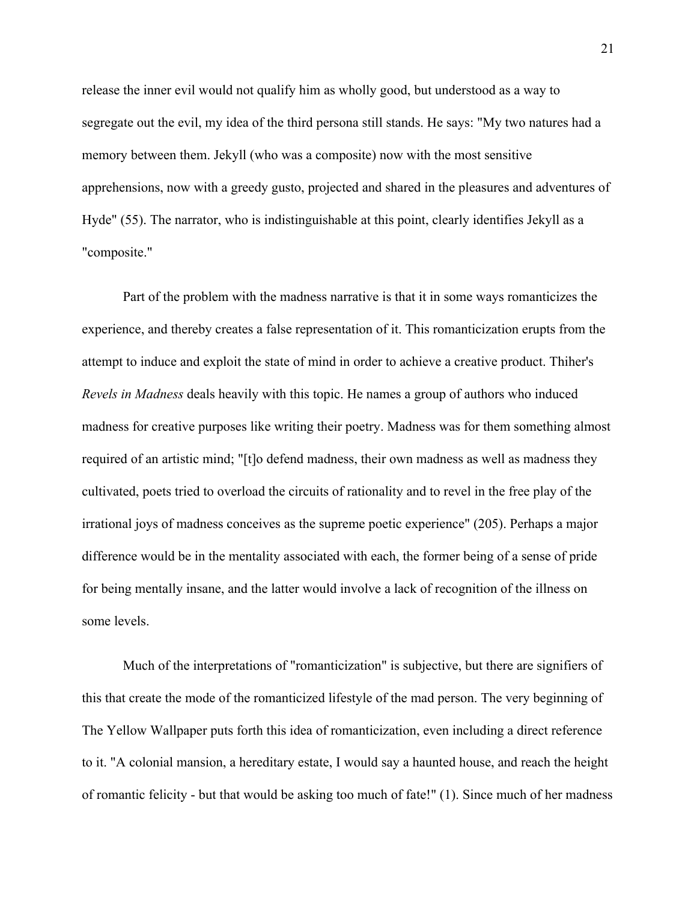release the inner evil would not qualify him as wholly good, but understood as a way to segregate out the evil, my idea of the third persona still stands. He says: "My two natures had a memory between them. Jekyll (who was a composite) now with the most sensitive apprehensions, now with a greedy gusto, projected and shared in the pleasures and adventures of Hyde" (55). The narrator, who is indistinguishable at this point, clearly identifies Jekyll as a "composite."

Part of the problem with the madness narrative is that it in some ways romanticizes the experience, and thereby creates a false representation of it. This romanticization erupts from the attempt to induce and exploit the state of mind in order to achieve a creative product. Thiher's *Revels in Madness* deals heavily with this topic. He names a group of authors who induced madness for creative purposes like writing their poetry. Madness was for them something almost required of an artistic mind; "[t]o defend madness, their own madness as well as madness they cultivated, poets tried to overload the circuits of rationality and to revel in the free play of the irrational joys of madness conceives as the supreme poetic experience" (205). Perhaps a major difference would be in the mentality associated with each, the former being of a sense of pride for being mentally insane, and the latter would involve a lack of recognition of the illness on some levels.

Much of the interpretations of "romanticization" is subjective, but there are signifiers of this that create the mode of the romanticized lifestyle of the mad person. The very beginning of The Yellow Wallpaper puts forth this idea of romanticization, even including a direct reference to it. "A colonial mansion, a hereditary estate, I would say a haunted house, and reach the height of romantic felicity - but that would be asking too much of fate!" (1). Since much of her madness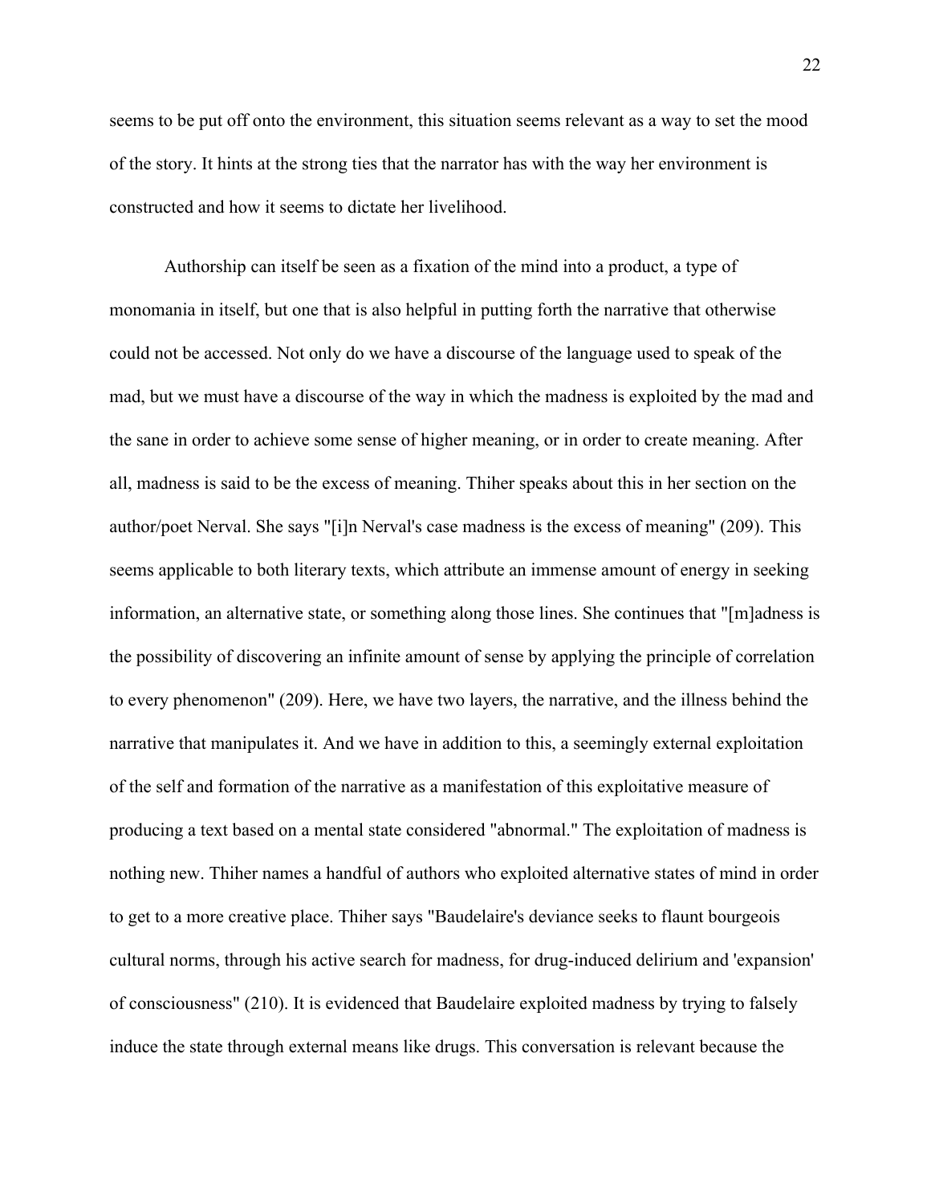seems to be put off onto the environment, this situation seems relevant as a way to set the mood of the story. It hints at the strong ties that the narrator has with the way her environment is constructed and how it seems to dictate her livelihood.

Authorship can itself be seen as a fixation of the mind into a product, a type of monomania in itself, but one that is also helpful in putting forth the narrative that otherwise could not be accessed. Not only do we have a discourse of the language used to speak of the mad, but we must have a discourse of the way in which the madness is exploited by the mad and the sane in order to achieve some sense of higher meaning, or in order to create meaning. After all, madness is said to be the excess of meaning. Thiher speaks about this in her section on the author/poet Nerval. She says "[i]n Nerval's case madness is the excess of meaning" (209). This seems applicable to both literary texts, which attribute an immense amount of energy in seeking information, an alternative state, or something along those lines. She continues that "[m]adness is the possibility of discovering an infinite amount of sense by applying the principle of correlation to every phenomenon" (209). Here, we have two layers, the narrative, and the illness behind the narrative that manipulates it. And we have in addition to this, a seemingly external exploitation of the self and formation of the narrative as a manifestation of this exploitative measure of producing a text based on a mental state considered "abnormal." The exploitation of madness is nothing new. Thiher names a handful of authors who exploited alternative states of mind in order to get to a more creative place. Thiher says "Baudelaire's deviance seeks to flaunt bourgeois cultural norms, through his active search for madness, for drug-induced delirium and 'expansion' of consciousness" (210). It is evidenced that Baudelaire exploited madness by trying to falsely induce the state through external means like drugs. This conversation is relevant because the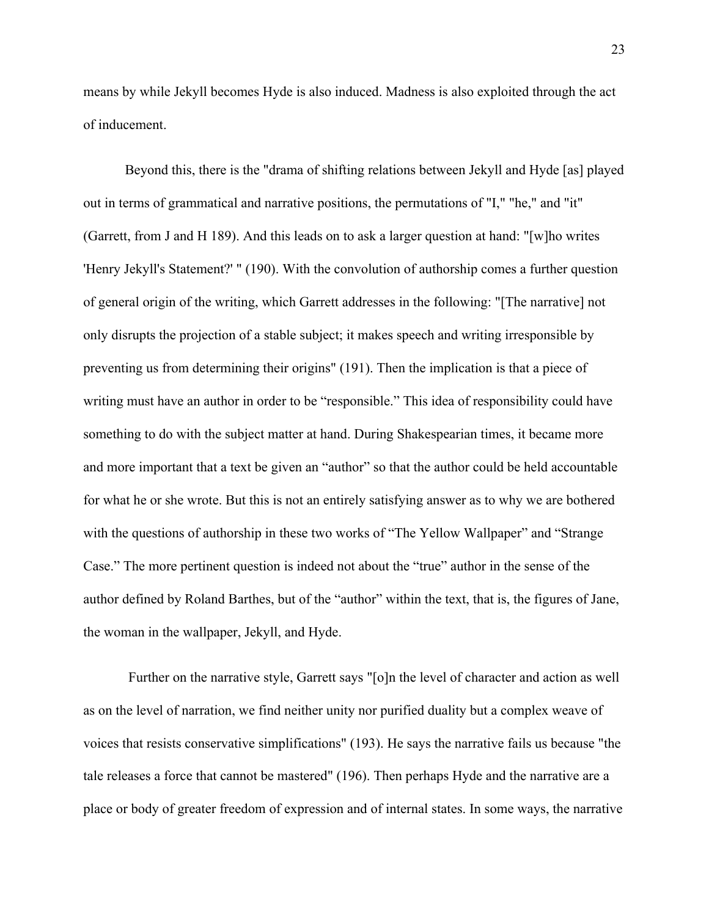means by while Jekyll becomes Hyde is also induced. Madness is also exploited through the act of inducement.

Beyond this, there is the "drama of shifting relations between Jekyll and Hyde [as] played out in terms of grammatical and narrative positions, the permutations of "I," "he," and "it" (Garrett, from J and H 189). And this leads on to ask a larger question at hand: "[w]ho writes 'Henry Jekyll's Statement?' " (190). With the convolution of authorship comes a further question of general origin of the writing, which Garrett addresses in the following: "[The narrative] not only disrupts the projection of a stable subject; it makes speech and writing irresponsible by preventing us from determining their origins" (191). Then the implication is that a piece of writing must have an author in order to be "responsible." This idea of responsibility could have something to do with the subject matter at hand. During Shakespearian times, it became more and more important that a text be given an "author" so that the author could be held accountable for what he or she wrote. But this is not an entirely satisfying answer as to why we are bothered with the questions of authorship in these two works of "The Yellow Wallpaper" and "Strange Case." The more pertinent question is indeed not about the "true" author in the sense of the author defined by Roland Barthes, but of the "author" within the text, that is, the figures of Jane, the woman in the wallpaper, Jekyll, and Hyde.

Further on the narrative style, Garrett says "[o]n the level of character and action as well as on the level of narration, we find neither unity nor purified duality but a complex weave of voices that resists conservative simplifications" (193). He says the narrative fails us because "the tale releases a force that cannot be mastered" (196). Then perhaps Hyde and the narrative are a place or body of greater freedom of expression and of internal states. In some ways, the narrative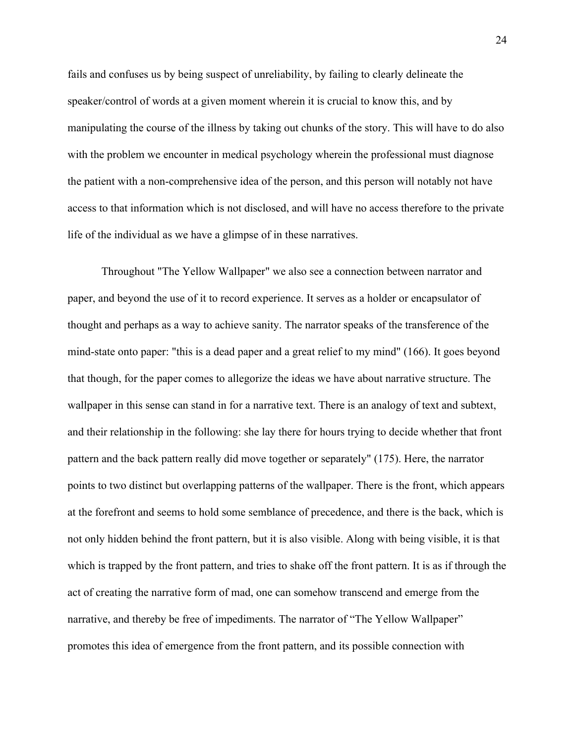fails and confuses us by being suspect of unreliability, by failing to clearly delineate the speaker/control of words at a given moment wherein it is crucial to know this, and by manipulating the course of the illness by taking out chunks of the story. This will have to do also with the problem we encounter in medical psychology wherein the professional must diagnose the patient with a non-comprehensive idea of the person, and this person will notably not have access to that information which is not disclosed, and will have no access therefore to the private life of the individual as we have a glimpse of in these narratives.

Throughout "The Yellow Wallpaper" we also see a connection between narrator and paper, and beyond the use of it to record experience. It serves as a holder or encapsulator of thought and perhaps as a way to achieve sanity. The narrator speaks of the transference of the mind-state onto paper: "this is a dead paper and a great relief to my mind" (166). It goes beyond that though, for the paper comes to allegorize the ideas we have about narrative structure. The wallpaper in this sense can stand in for a narrative text. There is an analogy of text and subtext, and their relationship in the following: she lay there for hours trying to decide whether that front pattern and the back pattern really did move together or separately" (175). Here, the narrator points to two distinct but overlapping patterns of the wallpaper. There is the front, which appears at the forefront and seems to hold some semblance of precedence, and there is the back, which is not only hidden behind the front pattern, but it is also visible. Along with being visible, it is that which is trapped by the front pattern, and tries to shake off the front pattern. It is as if through the act of creating the narrative form of mad, one can somehow transcend and emerge from the narrative, and thereby be free of impediments. The narrator of "The Yellow Wallpaper" promotes this idea of emergence from the front pattern, and its possible connection with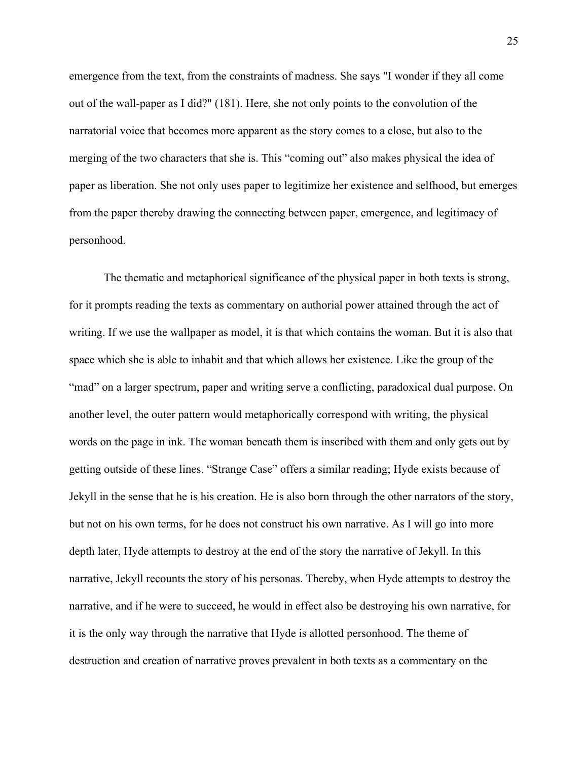emergence from the text, from the constraints of madness. She says "I wonder if they all come out of the wall-paper as I did?" (181). Here, she not only points to the convolution of the narratorial voice that becomes more apparent as the story comes to a close, but also to the merging of the two characters that she is. This "coming out" also makes physical the idea of paper as liberation. She not only uses paper to legitimize her existence and selfhood, but emerges from the paper thereby drawing the connecting between paper, emergence, and legitimacy of personhood.

The thematic and metaphorical significance of the physical paper in both texts is strong, for it prompts reading the texts as commentary on authorial power attained through the act of writing. If we use the wallpaper as model, it is that which contains the woman. But it is also that space which she is able to inhabit and that which allows her existence. Like the group of the "mad" on a larger spectrum, paper and writing serve a conflicting, paradoxical dual purpose. On another level, the outer pattern would metaphorically correspond with writing, the physical words on the page in ink. The woman beneath them is inscribed with them and only gets out by getting outside of these lines. "Strange Case" offers a similar reading; Hyde exists because of Jekyll in the sense that he is his creation. He is also born through the other narrators of the story, but not on his own terms, for he does not construct his own narrative. As I will go into more depth later, Hyde attempts to destroy at the end of the story the narrative of Jekyll. In this narrative, Jekyll recounts the story of his personas. Thereby, when Hyde attempts to destroy the narrative, and if he were to succeed, he would in effect also be destroying his own narrative, for it is the only way through the narrative that Hyde is allotted personhood. The theme of destruction and creation of narrative proves prevalent in both texts as a commentary on the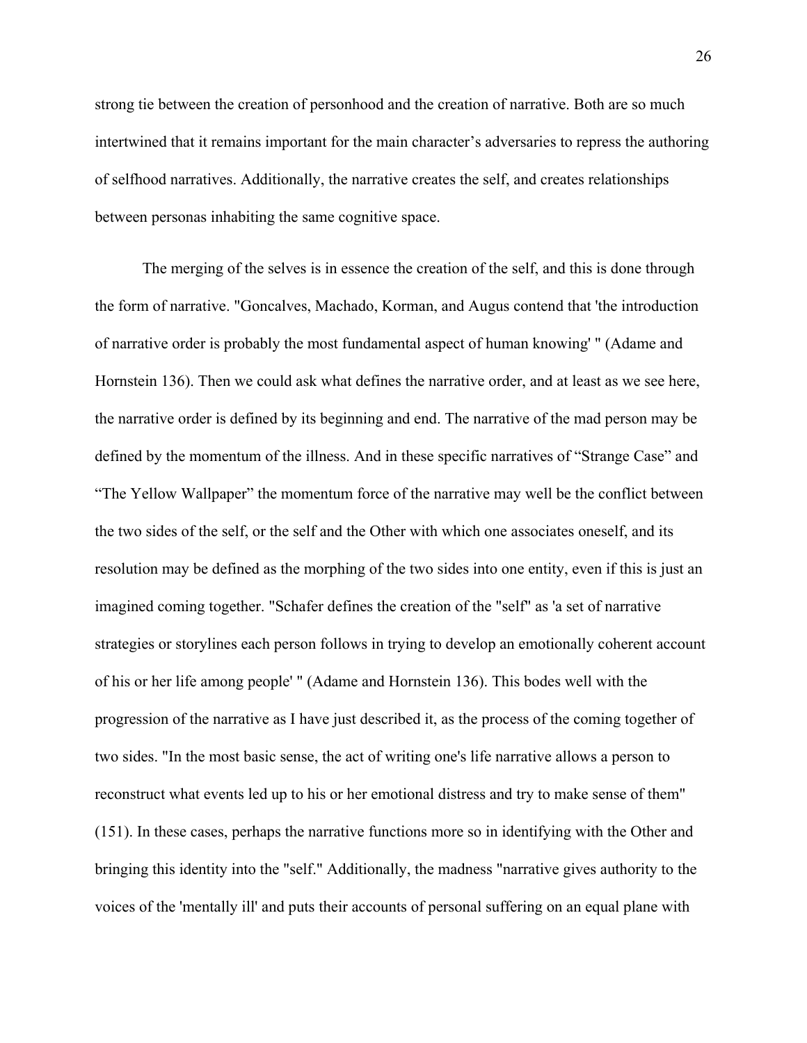strong tie between the creation of personhood and the creation of narrative. Both are so much intertwined that it remains important for the main character's adversaries to repress the authoring of selfhood narratives. Additionally, the narrative creates the self, and creates relationships between personas inhabiting the same cognitive space.

The merging of the selves is in essence the creation of the self, and this is done through the form of narrative. "Goncalves, Machado, Korman, and Augus contend that 'the introduction of narrative order is probably the most fundamental aspect of human knowing' " (Adame and Hornstein 136). Then we could ask what defines the narrative order, and at least as we see here, the narrative order is defined by its beginning and end. The narrative of the mad person may be defined by the momentum of the illness. And in these specific narratives of "Strange Case" and "The Yellow Wallpaper" the momentum force of the narrative may well be the conflict between the two sides of the self, or the self and the Other with which one associates oneself, and its resolution may be defined as the morphing of the two sides into one entity, even if this is just an imagined coming together. "Schafer defines the creation of the "self" as 'a set of narrative strategies or storylines each person follows in trying to develop an emotionally coherent account of his or her life among people' " (Adame and Hornstein 136). This bodes well with the progression of the narrative as I have just described it, as the process of the coming together of two sides. "In the most basic sense, the act of writing one's life narrative allows a person to reconstruct what events led up to his or her emotional distress and try to make sense of them" (151). In these cases, perhaps the narrative functions more so in identifying with the Other and bringing this identity into the "self." Additionally, the madness "narrative gives authority to the voices of the 'mentally ill' and puts their accounts of personal suffering on an equal plane with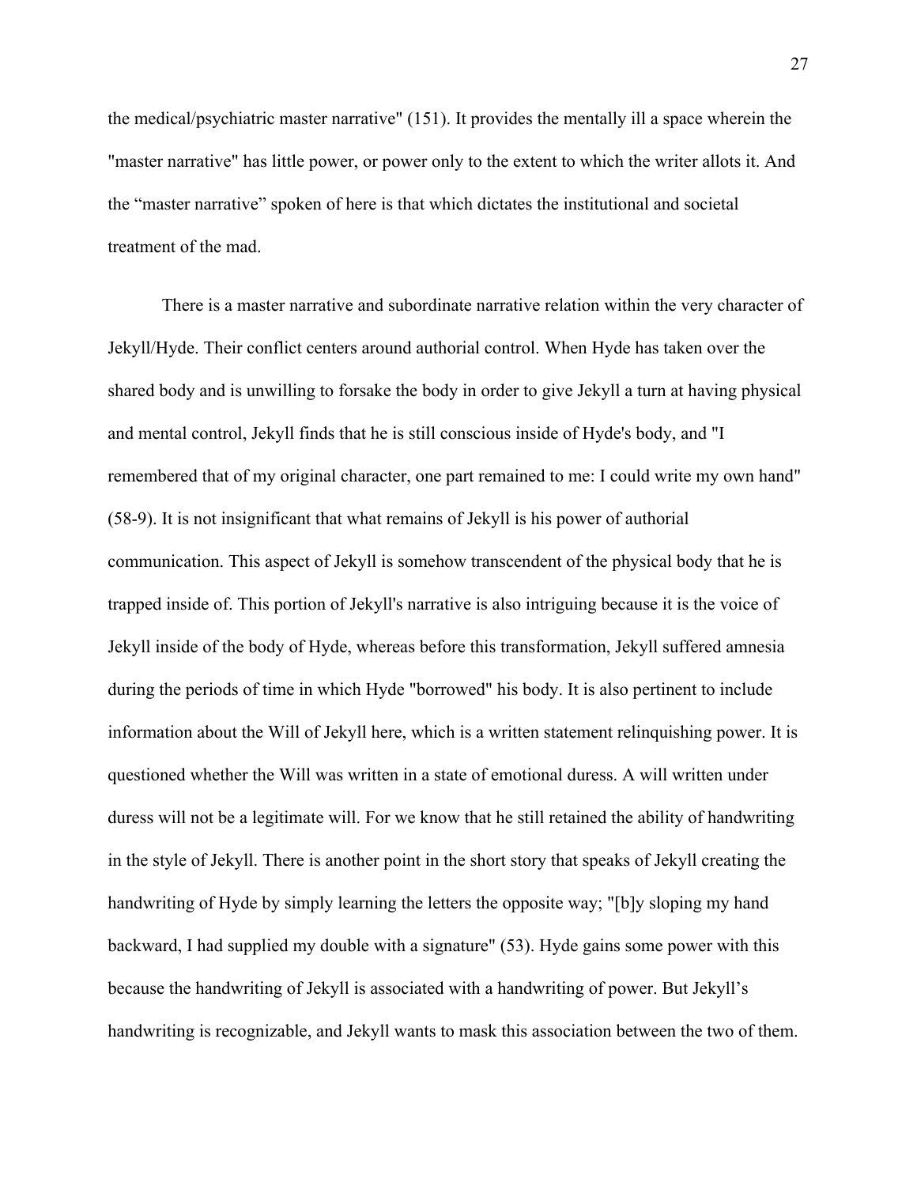the medical/psychiatric master narrative" (151). It provides the mentally ill a space wherein the "master narrative" has little power, or power only to the extent to which the writer allots it. And the "master narrative" spoken of here is that which dictates the institutional and societal treatment of the mad.

There is a master narrative and subordinate narrative relation within the very character of Jekyll/Hyde. Their conflict centers around authorial control. When Hyde has taken over the shared body and is unwilling to forsake the body in order to give Jekyll a turn at having physical and mental control, Jekyll finds that he is still conscious inside of Hyde's body, and "I remembered that of my original character, one part remained to me: I could write my own hand" (58-9). It is not insignificant that what remains of Jekyll is his power of authorial communication. This aspect of Jekyll is somehow transcendent of the physical body that he is trapped inside of. This portion of Jekyll's narrative is also intriguing because it is the voice of Jekyll inside of the body of Hyde, whereas before this transformation, Jekyll suffered amnesia during the periods of time in which Hyde "borrowed" his body. It is also pertinent to include information about the Will of Jekyll here, which is a written statement relinquishing power. It is questioned whether the Will was written in a state of emotional duress. A will written under duress will not be a legitimate will. For we know that he still retained the ability of handwriting in the style of Jekyll. There is another point in the short story that speaks of Jekyll creating the handwriting of Hyde by simply learning the letters the opposite way; "[b]y sloping my hand backward, I had supplied my double with a signature" (53). Hyde gains some power with this because the handwriting of Jekyll is associated with a handwriting of power. But Jekyll's handwriting is recognizable, and Jekyll wants to mask this association between the two of them.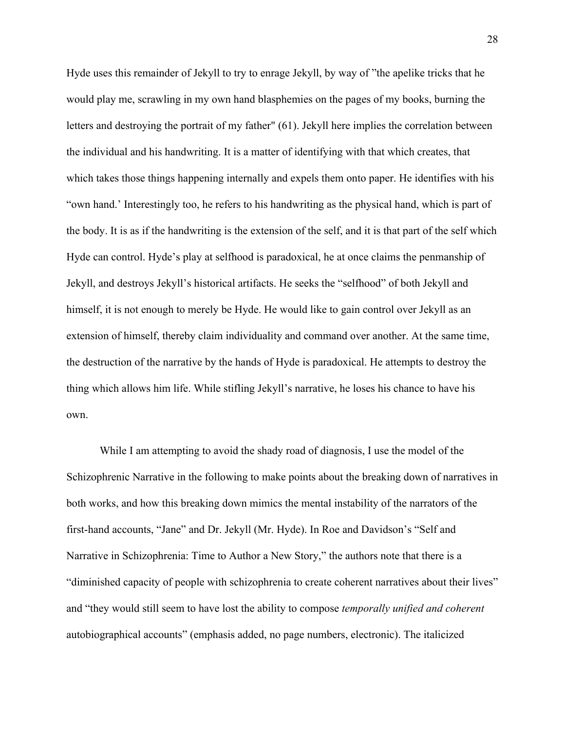Hyde uses this remainder of Jekyll to try to enrage Jekyll, by way of "the apelike tricks that he would play me, scrawling in my own hand blasphemies on the pages of my books, burning the letters and destroying the portrait of my father" (61). Jekyll here implies the correlation between the individual and his handwriting. It is a matter of identifying with that which creates, that which takes those things happening internally and expels them onto paper. He identifies with his "own hand.' Interestingly too, he refers to his handwriting as the physical hand, which is part of the body. It is as if the handwriting is the extension of the self, and it is that part of the self which Hyde can control. Hyde's play at selfhood is paradoxical, he at once claims the penmanship of Jekyll, and destroys Jekyll's historical artifacts. He seeks the "selfhood" of both Jekyll and himself, it is not enough to merely be Hyde. He would like to gain control over Jekyll as an extension of himself, thereby claim individuality and command over another. At the same time, the destruction of the narrative by the hands of Hyde is paradoxical. He attempts to destroy the thing which allows him life. While stifling Jekyll's narrative, he loses his chance to have his own.

While I am attempting to avoid the shady road of diagnosis, I use the model of the Schizophrenic Narrative in the following to make points about the breaking down of narratives in both works, and how this breaking down mimics the mental instability of the narrators of the first-hand accounts, "Jane" and Dr. Jekyll (Mr. Hyde). In Roe and Davidson's "Self and Narrative in Schizophrenia: Time to Author a New Story," the authors note that there is a "diminished capacity of people with schizophrenia to create coherent narratives about their lives" and "they would still seem to have lost the ability to compose *temporally unified and coherent* autobiographical accounts" (emphasis added, no page numbers, electronic). The italicized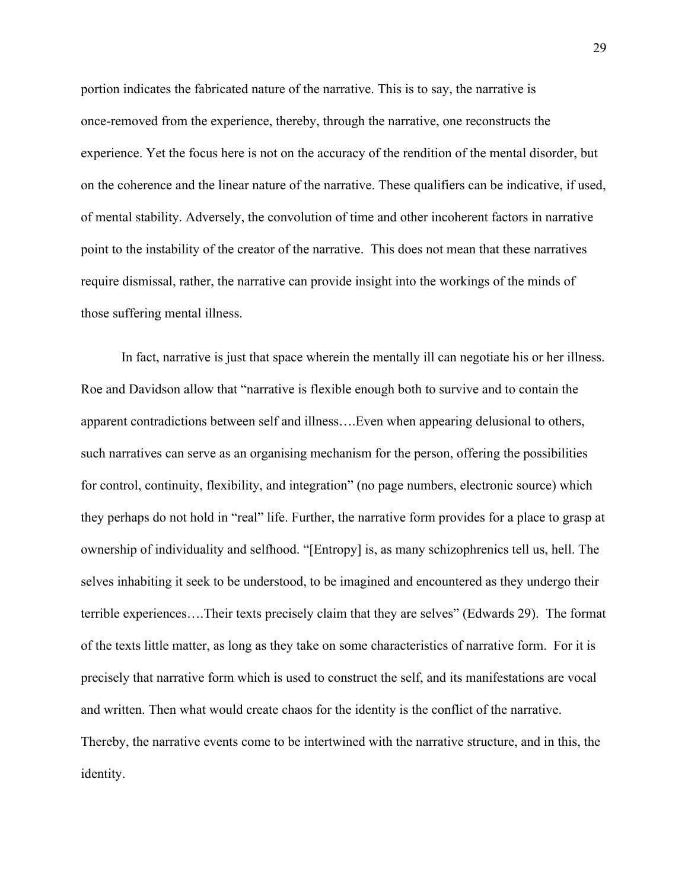portion indicates the fabricated nature of the narrative. This is to say, the narrative is once-removed from the experience, thereby, through the narrative, one reconstructs the experience. Yet the focus here is not on the accuracy of the rendition of the mental disorder, but on the coherence and the linear nature of the narrative. These qualifiers can be indicative, if used, of mental stability. Adversely, the convolution of time and other incoherent factors in narrative point to the instability of the creator of the narrative. This does not mean that these narratives require dismissal, rather, the narrative can provide insight into the workings of the minds of those suffering mental illness.

In fact, narrative is just that space wherein the mentally ill can negotiate his or her illness. Roe and Davidson allow that "narrative is flexible enough both to survive and to contain the apparent contradictions between self and illness….Even when appearing delusional to others, such narratives can serve as an organising mechanism for the person, offering the possibilities for control, continuity, flexibility, and integration" (no page numbers, electronic source) which they perhaps do not hold in "real" life. Further, the narrative form provides for a place to grasp at ownership of individuality and selfhood. "[Entropy] is, as many schizophrenics tell us, hell. The selves inhabiting it seek to be understood, to be imagined and encountered as they undergo their terrible experiences….Their texts precisely claim that they are selves" (Edwards 29). The format of the texts little matter, as long as they take on some characteristics of narrative form. For it is precisely that narrative form which is used to construct the self, and its manifestations are vocal and written. Then what would create chaos for the identity is the conflict of the narrative. Thereby, the narrative events come to be intertwined with the narrative structure, and in this, the identity.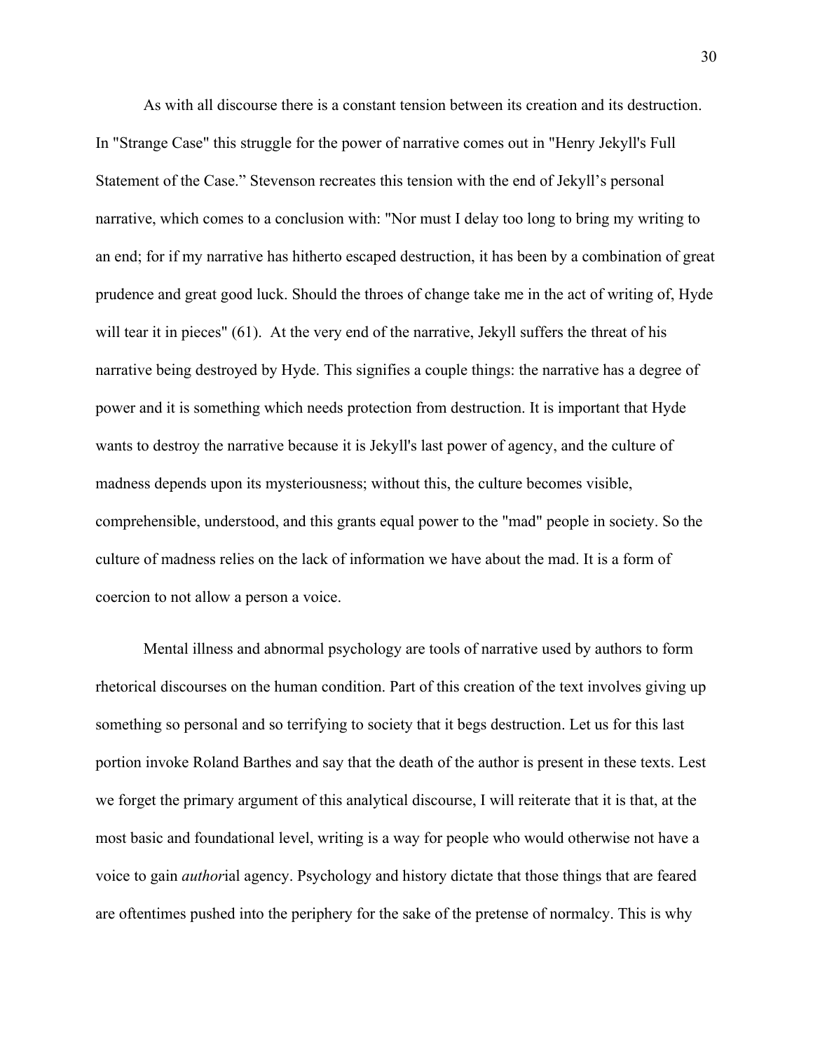As with all discourse there is a constant tension between its creation and its destruction. In "Strange Case" this struggle for the power of narrative comes out in "Henry Jekyll's Full Statement of the Case." Stevenson recreates this tension with the end of Jekyll's personal narrative, which comes to a conclusion with: "Nor must I delay too long to bring my writing to an end; for if my narrative has hitherto escaped destruction, it has been by a combination of great prudence and great good luck. Should the throes of change take me in the act of writing of, Hyde will tear it in pieces" (61). At the very end of the narrative, Jekyll suffers the threat of his narrative being destroyed by Hyde. This signifies a couple things: the narrative has a degree of power and it is something which needs protection from destruction. It is important that Hyde wants to destroy the narrative because it is Jekyll's last power of agency, and the culture of madness depends upon its mysteriousness; without this, the culture becomes visible, comprehensible, understood, and this grants equal power to the "mad" people in society. So the culture of madness relies on the lack of information we have about the mad. It is a form of coercion to not allow a person a voice.

Mental illness and abnormal psychology are tools of narrative used by authors to form rhetorical discourses on the human condition. Part of this creation of the text involves giving up something so personal and so terrifying to society that it begs destruction. Let us for this last portion invoke Roland Barthes and say that the death of the author is present in these texts. Lest we forget the primary argument of this analytical discourse, I will reiterate that it is that, at the most basic and foundational level, writing is a way for people who would otherwise not have a voice to gain *author*ial agency. Psychology and history dictate that those things that are feared are oftentimes pushed into the periphery for the sake of the pretense of normalcy. This is why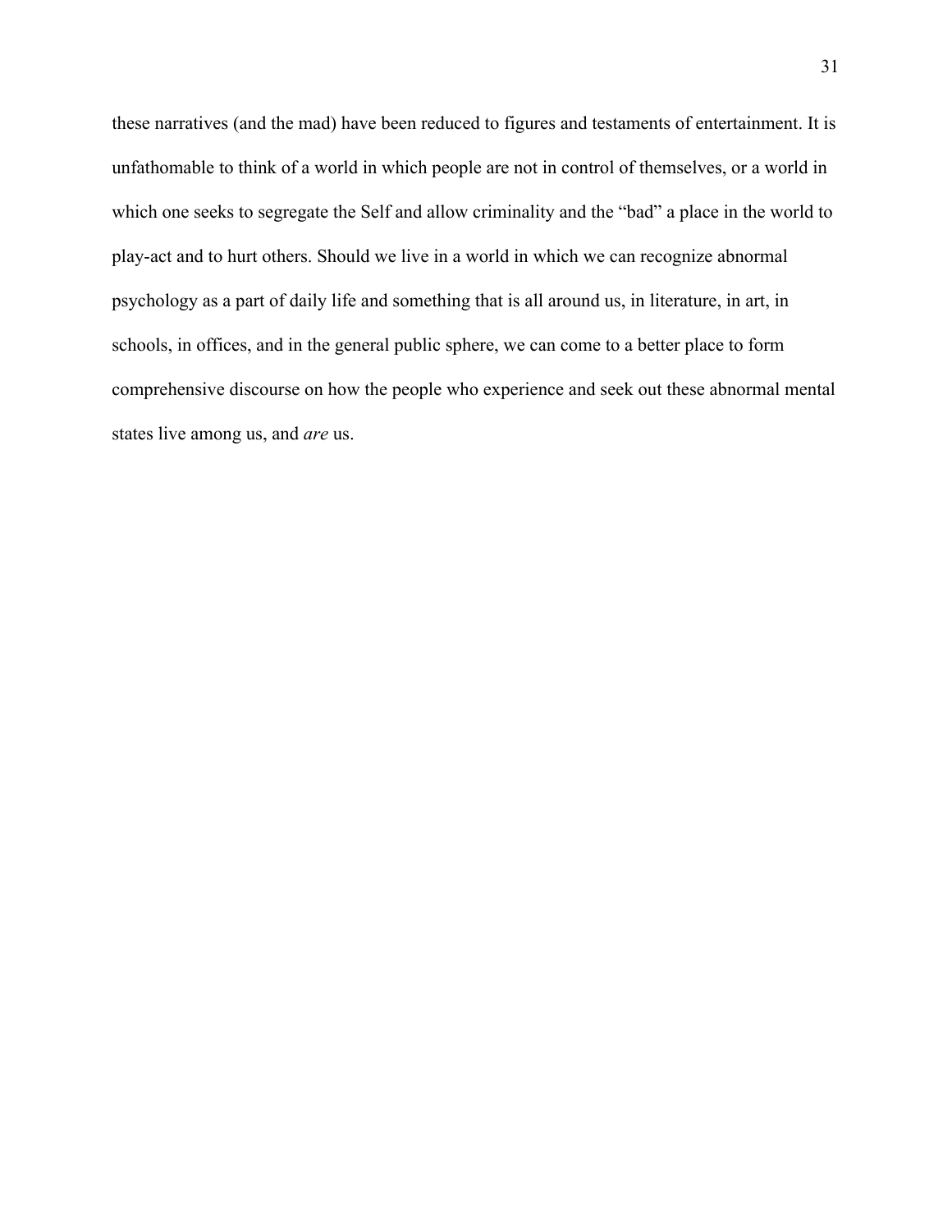these narratives (and the mad) have been reduced to figures and testaments of entertainment. It is unfathomable to think of a world in which people are not in control of themselves, or a world in which one seeks to segregate the Self and allow criminality and the "bad" a place in the world to play-act and to hurt others. Should we live in a world in which we can recognize abnormal psychology as a part of daily life and something that is all around us, in literature, in art, in schools, in offices, and in the general public sphere, we can come to a better place to form comprehensive discourse on how the people who experience and seek out these abnormal mental states live among us, and *are* us.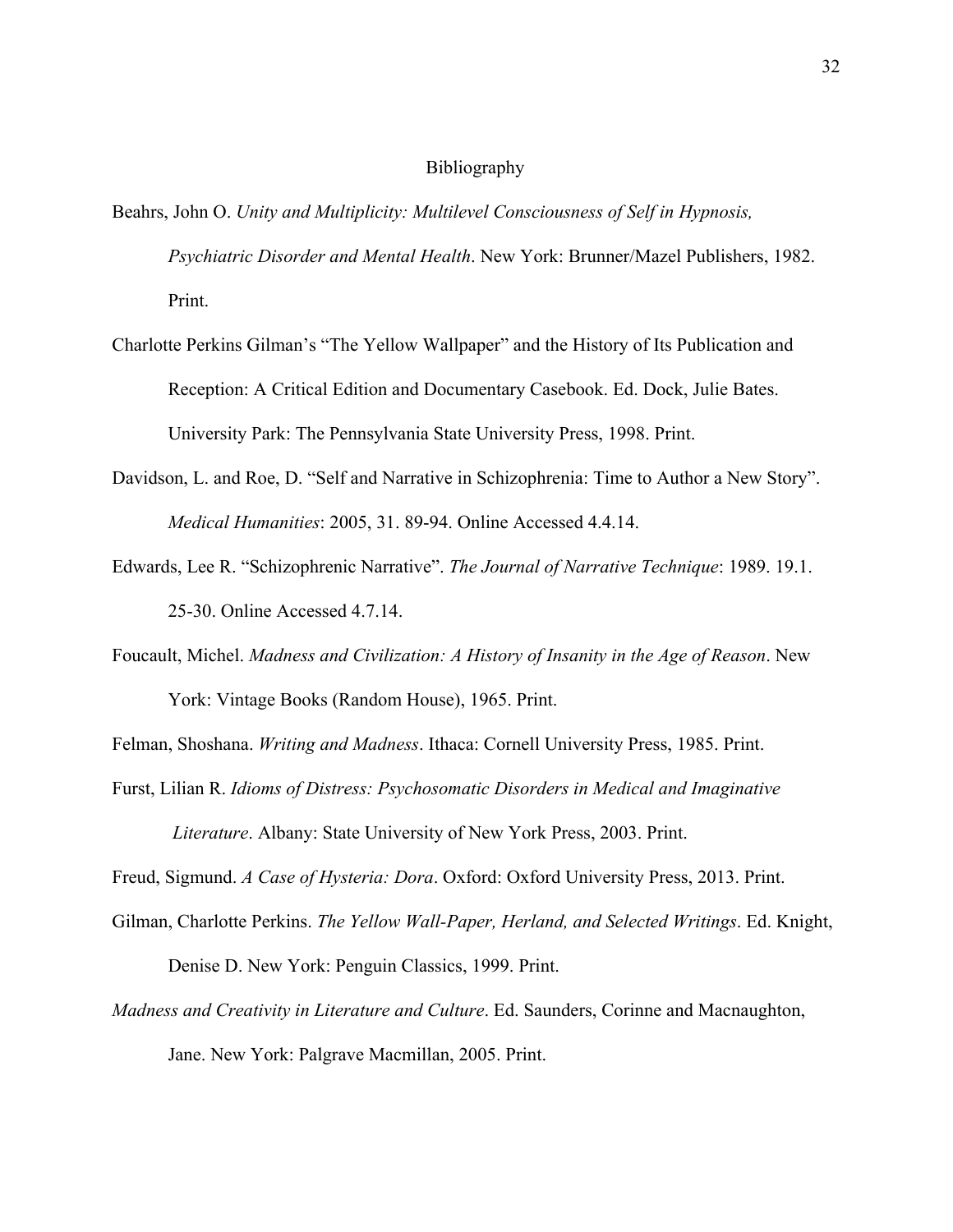# Bibliography

Beahrs, John O. *Unity and Multiplicity: Multilevel Consciousness of Self in Hypnosis, Psychiatric Disorder and Mental Health*. New York: Brunner/Mazel Publishers, 1982. Print.

Charlotte Perkins Gilman's "The Yellow Wallpaper" and the History of Its Publication and Reception: A Critical Edition and Documentary Casebook. Ed. Dock, Julie Bates. University Park: The Pennsylvania State University Press, 1998. Print.

Davidson, L. and Roe, D. "Self and Narrative in Schizophrenia: Time to Author a New Story". *Medical Humanities*: 2005, 31. 89-94. Online Accessed 4.4.14.

Edwards, Lee R. "Schizophrenic Narrative". *The Journal of Narrative Technique*: 1989. 19.1. 25-30. Online Accessed 4.7.14.

Foucault, Michel. *Madness and Civilization: A History of Insanity in the Age of Reason*. New York: Vintage Books (Random House), 1965. Print.

Felman, Shoshana. *Writing and Madness*. Ithaca: Cornell University Press, 1985. Print.

Furst, Lilian R. *Idioms of Distress: Psychosomatic Disorders in Medical and Imaginative Literature*. Albany: State University of New York Press, 2003. Print.

Freud, Sigmund. *A Case of Hysteria: Dora*. Oxford: Oxford University Press, 2013. Print.

Gilman, Charlotte Perkins. *The Yellow Wall-Paper, Herland, and Selected Writings*. Ed. Knight, Denise D. New York: Penguin Classics, 1999. Print.

*Madness and Creativity in Literature and Culture*. Ed. Saunders, Corinne and Macnaughton, Jane. New York: Palgrave Macmillan, 2005. Print.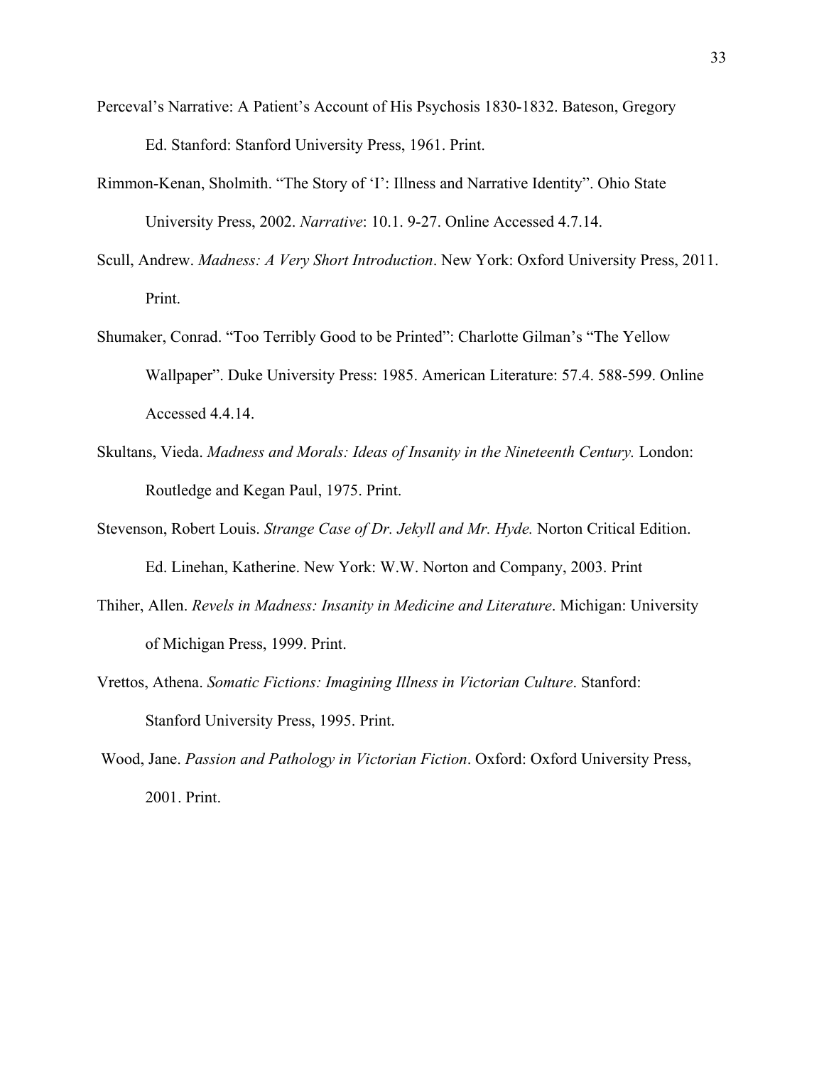Perceval's Narrative: A Patient's Account of His Psychosis 1830-1832. Bateson, Gregory Ed. Stanford: Stanford University Press, 1961. Print.

Rimmon-Kenan, Sholmith. "The Story of 'I': Illness and Narrative Identity". Ohio State University Press, 2002. *Narrative*: 10.1. 9-27. Online Accessed 4.7.14.

Scull, Andrew. *Madness: A Very Short Introduction*. New York: Oxford University Press, 2011. Print.

Shumaker, Conrad. "Too Terribly Good to be Printed": Charlotte Gilman's "The Yellow Wallpaper". Duke University Press: 1985. American Literature: 57.4. 588-599. Online Accessed 4.4.14.

Skultans, Vieda. *Madness and Morals: Ideas of Insanity in the Nineteenth Century.* London: Routledge and Kegan Paul, 1975. Print.

Stevenson, Robert Louis. *Strange Case of Dr. Jekyll and Mr. Hyde.* Norton Critical Edition. Ed. Linehan, Katherine. New York: W.W. Norton and Company, 2003. Print

Thiher, Allen. *Revels in Madness: Insanity in Medicine and Literature*. Michigan: University of Michigan Press, 1999. Print.

Vrettos, Athena. *Somatic Fictions: Imagining Illness in Victorian Culture*. Stanford: Stanford University Press, 1995. Print.

Wood, Jane. *Passion and Pathology in Victorian Fiction*. Oxford: Oxford University Press, 2001. Print.